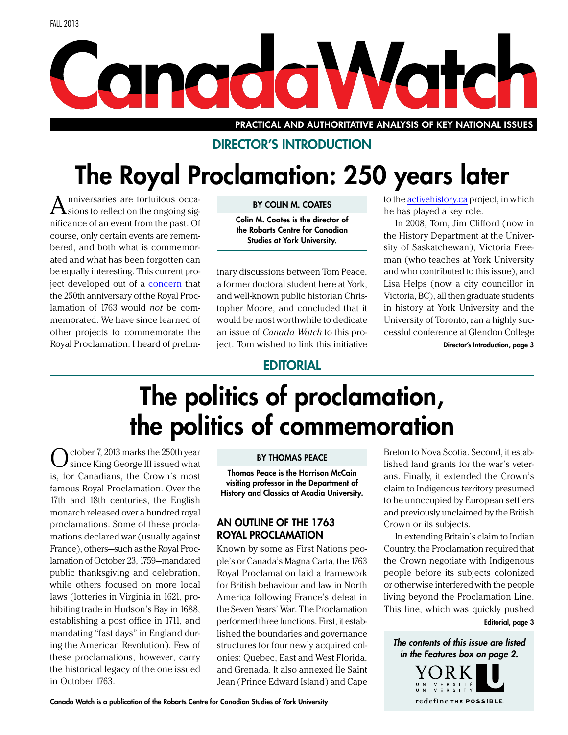FALL 2013

# Canada Watch

PRACTICAL AND AUTHORITATIVE ANALYSIS OF KEY NATIONAL ISSUES

## DIRECTOR'S INTRODUCTION

# The Royal Proclamation: 250 years later

**BY COLIN M. COATES**

**Colin M. Coates is the director of the Robarts Centre for Canadian Studies at York University.**

Anniversaries are fortuitous occasions to reflect on the ongoing significance of an event from the past. Of course, only certain events are remembered, and both what is commemorated and what has been forgotten can be equally interesting. This current project developed out of a concern that the 250th anniversary of the Royal Proclamation of 1763 would *not* be commemorated. We have since learned of other projects to commemorate the Royal Proclamation. I heard of preliminary discussions between Tom Peace, a former doctoral student here at York, and well-known public historian Christopher Moore, and concluded that it would be most worthwhile to dedicate an issue of *Canada Watch* to this project. Tom wished to link this initiative to the activehistory.ca project, in which he has played a key role.

In 2008, Tom, Jim Clifford (now in the History Department at the University of Saskatchewan), Victoria Freeman (who teaches at York University and who contributed to this issue), and Lisa Helps (now a city councillor in Victoria, BC), all then graduate students in history at York University and the University of Toronto, ran a highly successful conference at Glendon College

**Director's Introduction, page 3**

## EDITORIAL

# The politics of proclamation, the politics of commemoration

**BY THOMAS PEACE**

**Thomas Peace is the Harrison McCain visiting professor in the Department of History and Classics at Acadia University.**

October 7, 2013 marks the 250th year since King George III issued what is, for Canadians, the Crown's most famous Royal Proclamation. Over the 17th and 18th centuries, the English monarch released over a hundred royal proclamations. Some of these proclamations declared war (usually against France), others—such as the Royal Proclamation of October 23, 1759—mandated public thanksgiving and celebration, while others focused on more local laws (lotteries in Virginia in 1621, prohibiting trade in Hudson's Bay in 1688, establishing a post office in 1711, and mandating "fast days" in England during the American Revolution). Few of these proclamations, however, carry the historical legacy of the one issued in October 1763.

### AN OUTLINE OF THE 1763 ROYAL PROCLAMATION

Known by some as First Nations people's or Canada's Magna Carta, the 1763 Royal Proclamation laid a framework for British behaviour and law in North America following France's defeat in the Seven Years' War. The Proclamation performed three functions. First, it established the boundaries and governance structures for four newly acquired colonies: Quebec, East and West Florida, and Grenada. It also annexed Île Saint Jean (Prince Edward Island) and Cape Breton to Nova Scotia. Second, it established land grants for the war's veterans. Finally, it extended the Crown's claim to Indigenous territory presumed to be unoccupied by European settlers and previously unclaimed by the British Crown or its subjects.

In extending Britain's claim to Indian Country, the Proclamation required that the Crown negotiate with Indigenous people before its subjects colonized or otherwise interfered with the people living beyond the Proclamation Line. This line, which was quickly pushed

**Editorial, page 3**

***The contents of this issue are listed in the Features box on page 2.***

YORK U UNIVERSITÉ UNIVERSITY
redefine THE POSSIBLE.

**Canada Watch is a publication of the Robarts Centre for Canadian Studies of York University**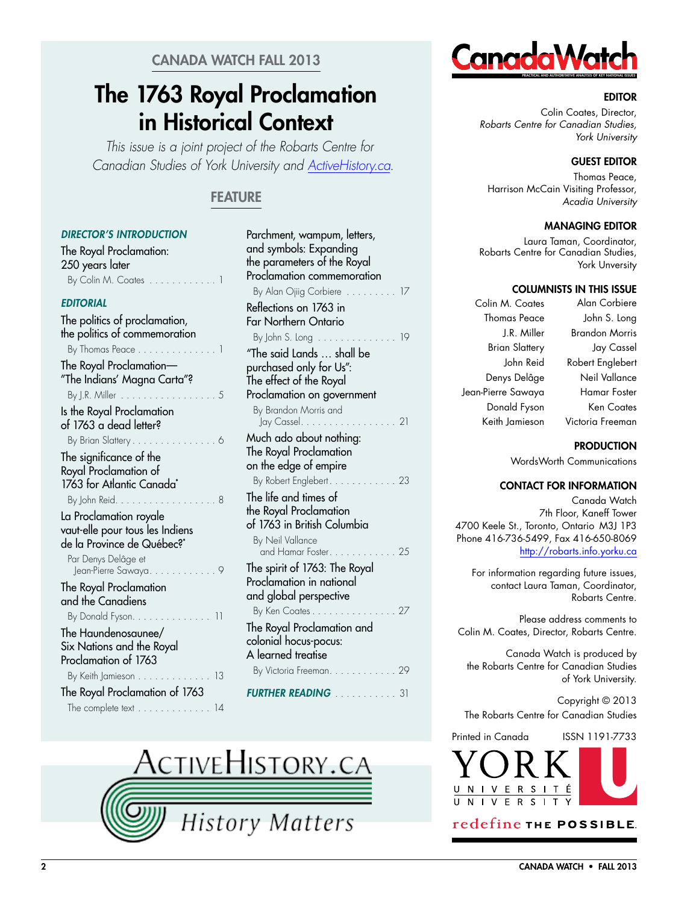## CANADA WATCH FALL 2013

# The 1763 Royal Proclamation in Historical Context

*This issue is a joint project of the Robarts Centre for Canadian Studies of York University and ActiveHistory.ca.*

## FEATURE

***DIRECTOR'S INTRODUCTION***

The Royal Proclamation: 250 years later
By Colin M. Coates . . . . . . . . . . . . 1

***EDITORIAL***

The politics of proclamation, the politics of commemoration
By Thomas Peace . . . . . . . . . . . . . . 1

The Royal Proclamation— "The Indians' Magna Carta"?
By J.R. Miller . . . . . . . . . . . . . . . . . 5

Is the Royal Proclamation of 1763 a dead letter?
By Brian Slattery . . . . . . . . . . . . . . 6

The significance of the Royal Proclamation of 1763 for Atlantic Canada*
By John Reid. . . . . . . . . . . . . . . . . . 8

La Proclamation royale vaut-elle pour tous les Indiens de la Province de Québec?*
Par Denys Delâge et Jean-Pierre Sawaya. . . . . . . . . . . . 9

The Royal Proclamation and the Canadiens
By Donald Fyson. . . . . . . . . . . . . . 11

The Haundenosaunee/ Six Nations and the Royal Proclamation of 1763
By Keith Jamieson . . . . . . . . . . . . 13

The Royal Proclamation of 1763
The complete text . . . . . . . . . . . . . 14

Parchment, wampum, letters, and symbols: Expanding the parameters of the Royal Proclamation commemoration
By Alan Ojiig Corbiere . . . . . . . . . 17

Reflections on 1763 in Far Northern Ontario
By John S. Long . . . . . . . . . . . . . . 19

"The said Lands … shall be purchased only for Us": The effect of the Royal Proclamation on government
By Brandon Morris and Jay Cassel. . . . . . . . . . . . . . . . . 21

Much ado about nothing: The Royal Proclamation on the edge of empire
By Robert Englebert. . . . . . . . . . . . 23

The life and times of the Royal Proclamation of 1763 in British Columbia
By Neil Vallance and Hamar Foster. . . . . . . . . . . . 25

The spirit of 1763: The Royal Proclamation in national and global perspective
By Ken Coates . . . . . . . . . . . . . . . 27

The Royal Proclamation and colonial hocus-pocus: A learned treatise
By Victoria Freeman. . . . . . . . . . . 29

***FURTHER READING*** . . . . . . . . . . . 31

ACTIVEHISTORY.CA
History Matters

---

CanadaWatch
PRACTICAL AND AUTHORITATIVE ANALYSIS OF KEY NATIONAL ISSUES

**EDITOR**
Colin Coates, Director,
*Robarts Centre for Canadian Studies,*
*York University*

**GUEST EDITOR**
Thomas Peace,
Harrison McCain Visiting Professor,
*Acadia University*

**MANAGING EDITOR**
Laura Taman, Coordinator,
Robarts Centre for Canadian Studies,
York Unversity

**COLUMNISTS IN THIS ISSUE**

| | |
|---|---|
| Colin M. Coates | Alan Corbiere |
| Thomas Peace | John S. Long |
| J.R. Miller | Brandon Morris |
| Brian Slattery | Jay Cassel |
| John Reid | Robert Englebert |
| Denys Delâge | Neil Vallance |
| Jean-Pierre Sawaya | Hamar Foster |
| Donald Fyson | Ken Coates |
| Keith Jamieson | Victoria Freeman |

**PRODUCTION**
WordsWorth Communications

**CONTACT FOR INFORMATION**
Canada Watch
7th Floor, Kaneff Tower
4700 Keele St., Toronto, Ontario M3J 1P3
Phone 416-736-5499, Fax 416-650-8069
http://robarts.info.yorku.ca

For information regarding future issues, contact Laura Taman, Coordinator, Robarts Centre.

Please address comments to Colin M. Coates, Director, Robarts Centre.

Canada Watch is produced by the Robarts Centre for Canadian Studies of York University.

Copyright © 2013
The Robarts Centre for Canadian Studies

Printed in Canada ISSN 1191-7733

YORK U
UNIVERSITÉ
UNIVERSITY

redefine THE POSSIBLE.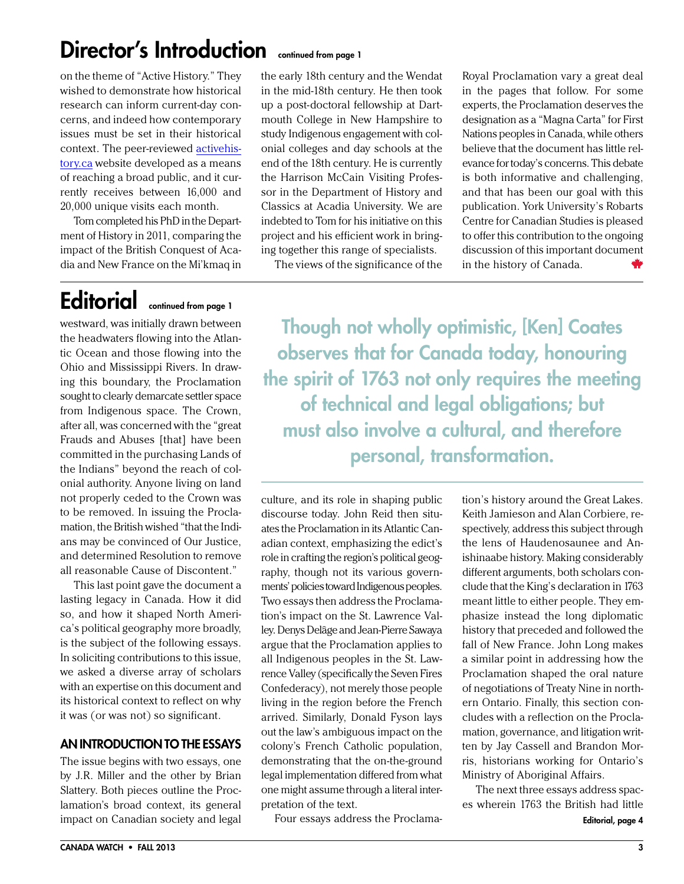# Director's Introduction continued from page 1

on the theme of "Active History." They wished to demonstrate how historical research can inform current-day concerns, and indeed how contemporary issues must be set in their historical context. The peer-reviewed activehistory.ca website developed as a means of reaching a broad public, and it currently receives between 16,000 and 20,000 unique visits each month.

Tom completed his PhD in the Department of History in 2011, comparing the impact of the British Conquest of Acadia and New France on the Mi'kmaq in the early 18th century and the Wendat in the mid-18th century. He then took up a post-doctoral fellowship at Dartmouth College in New Hampshire to study Indigenous engagement with colonial colleges and day schools at the end of the 18th century. He is currently the Harrison McCain Visiting Professor in the Department of History and Classics at Acadia University. We are indebted to Tom for his initiative on this project and his efficient work in bringing together this range of specialists.

The views of the significance of the Royal Proclamation vary a great deal in the pages that follow. For some experts, the Proclamation deserves the designation as a "Magna Carta" for First Nations peoples in Canada, while others believe that the document has little relevance for today's concerns. This debate is both informative and challenging, and that has been our goal with this publication. York University's Robarts Centre for Canadian Studies is pleased to offer this contribution to the ongoing discussion of this important document in the history of Canada.

# Editorial continued from page 1

westward, was initially drawn between the headwaters flowing into the Atlantic Ocean and those flowing into the Ohio and Mississippi Rivers. In drawing this boundary, the Proclamation sought to clearly demarcate settler space from Indigenous space. The Crown, after all, was concerned with the "great Frauds and Abuses [that] have been committed in the purchasing Lands of the Indians" beyond the reach of colonial authority. Anyone living on land not properly ceded to the Crown was to be removed. In issuing the Proclamation, the British wished "that the Indians may be convinced of Our Justice, and determined Resolution to remove all reasonable Cause of Discontent."

This last point gave the document a lasting legacy in Canada. How it did so, and how it shaped North America's political geography more broadly, is the subject of the following essays. In soliciting contributions to this issue, we asked a diverse array of scholars with an expertise on this document and its historical context to reflect on why it was (or was not) so significant.

> **Though not wholly optimistic, [Ken] Coates observes that for Canada today, honouring the spirit of 1763 not only requires the meeting of technical and legal obligations; but must also involve a cultural, and therefore personal, transformation.**

## AN INTRODUCTION TO THE ESSAYS

The issue begins with two essays, one by J.R. Miller and the other by Brian Slattery. Both pieces outline the Proclamation's broad context, its general impact on Canadian society and legal culture, and its role in shaping public discourse today. John Reid then situates the Proclamation in its Atlantic Canadian context, emphasizing the edict's role in crafting the region's political geography, though not its various governments' policies toward Indigenous peoples. Two essays then address the Proclamation's impact on the St. Lawrence Valley. Denys Delâge and Jean-Pierre Sawaya argue that the Proclamation applies to all Indigenous peoples in the St. Lawrence Valley (specifically the Seven Fires Confederacy), not merely those people living in the region before the French arrived. Similarly, Donald Fyson lays out the law's ambiguous impact on the colony's French Catholic population, demonstrating that the on-the-ground legal implementation differed from what one might assume through a literal interpretation of the text.

Four essays address the Proclamation's history around the Great Lakes. Keith Jamieson and Alan Corbiere, respectively, address this subject through the lens of Haudenosaunee and Anishinaabe history. Making considerably different arguments, both scholars conclude that the King's declaration in 1763 meant little to either people. They emphasize instead the long diplomatic history that preceded and followed the fall of New France. John Long makes a similar point in addressing how the Proclamation shaped the oral nature of negotiations of Treaty Nine in northern Ontario. Finally, this section concludes with a reflection on the Proclamation, governance, and litigation written by Jay Cassell and Brandon Morris, historians working for Ontario's Ministry of Aboriginal Affairs.

The next three essays address spaces wherein 1763 the British had little

Editorial, page 4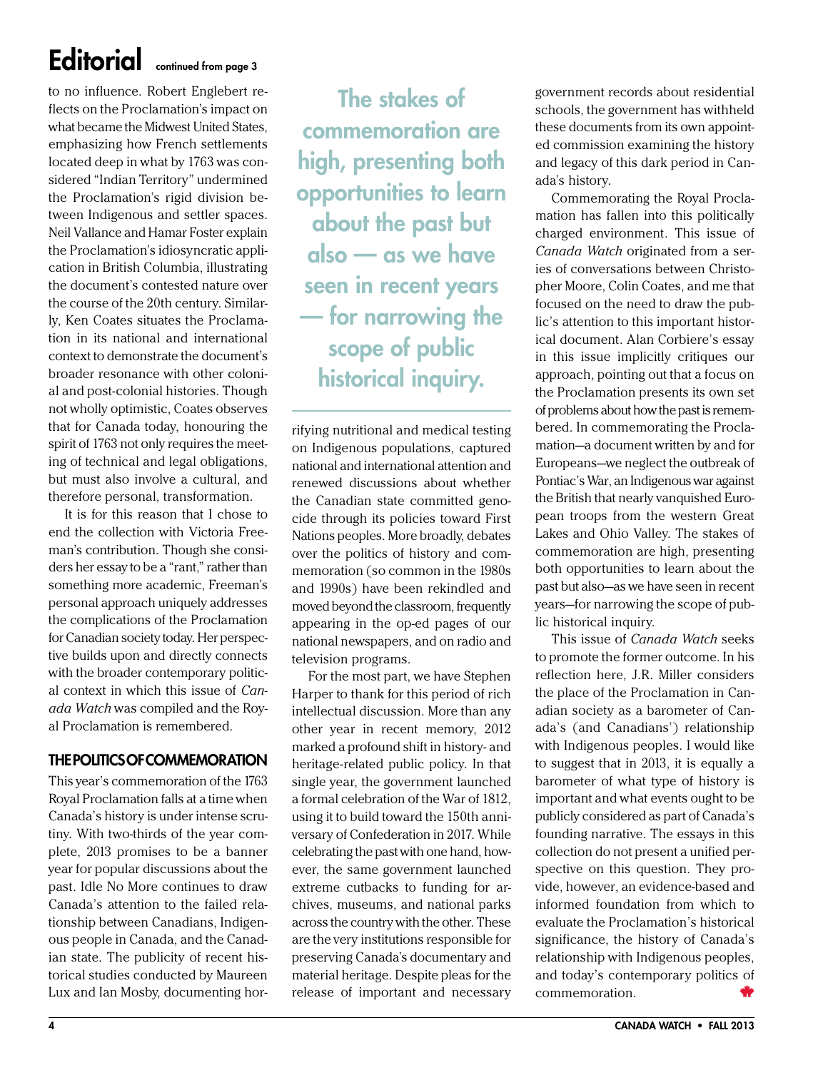# Editorial continued from page 3

to no influence. Robert Englebert reflects on the Proclamation's impact on what became the Midwest United States, emphasizing how French settlements located deep in what by 1763 was considered "Indian Territory" undermined the Proclamation's rigid division between Indigenous and settler spaces. Neil Vallance and Hamar Foster explain the Proclamation's idiosyncratic application in British Columbia, illustrating the document's contested nature over the course of the 20th century. Similarly, Ken Coates situates the Proclamation in its national and international context to demonstrate the document's broader resonance with other colonial and post-colonial histories. Though not wholly optimistic, Coates observes that for Canada today, honouring the spirit of 1763 not only requires the meeting of technical and legal obligations, but must also involve a cultural, and therefore personal, transformation.

It is for this reason that I chose to end the collection with Victoria Freeman's contribution. Though she considers her essay to be a "rant," rather than something more academic, Freeman's personal approach uniquely addresses the complications of the Proclamation for Canadian society today. Her perspective builds upon and directly connects with the broader contemporary political context in which this issue of *Canada Watch* was compiled and the Royal Proclamation is remembered.

## THE POLITICS OF COMMEMORATION

This year's commemoration of the 1763 Royal Proclamation falls at a time when Canada's history is under intense scrutiny. With two-thirds of the year complete, 2013 promises to be a banner year for popular discussions about the past. Idle No More continues to draw Canada's attention to the failed relationship between Canadians, Indigenous people in Canada, and the Canadian state. The publicity of recent historical studies conducted by Maureen Lux and Ian Mosby, documenting horrifying nutritional and medical testing on Indigenous populations, captured national and international attention and renewed discussions about whether the Canadian state committed genocide through its policies toward First Nations peoples. More broadly, debates over the politics of history and commemoration (so common in the 1980s and 1990s) have been rekindled and moved beyond the classroom, frequently appearing in the op-ed pages of our national newspapers, and on radio and television programs.

> The stakes of commemoration are high, presenting both opportunities to learn about the past but also — as we have seen in recent years — for narrowing the scope of public historical inquiry.

For the most part, we have Stephen Harper to thank for this period of rich intellectual discussion. More than any other year in recent memory, 2012 marked a profound shift in history- and heritage-related public policy. In that single year, the government launched a formal celebration of the War of 1812, using it to build toward the 150th anniversary of Confederation in 2017. While celebrating the past with one hand, however, the same government launched extreme cutbacks to funding for archives, museums, and national parks across the country with the other. These are the very institutions responsible for preserving Canada's documentary and material heritage. Despite pleas for the release of important and necessary government records about residential schools, the government has withheld these documents from its own appointed commission examining the history and legacy of this dark period in Canada's history.

Commemorating the Royal Proclamation has fallen into this politically charged environment. This issue of *Canada Watch* originated from a series of conversations between Christopher Moore, Colin Coates, and me that focused on the need to draw the public's attention to this important historical document. Alan Corbiere's essay in this issue implicitly critiques our approach, pointing out that a focus on the Proclamation presents its own set of problems about how the past is remembered. In commemorating the Proclamation—a document written by and for Europeans—we neglect the outbreak of Pontiac's War, an Indigenous war against the British that nearly vanquished European troops from the western Great Lakes and Ohio Valley. The stakes of commemoration are high, presenting both opportunities to learn about the past but also—as we have seen in recent years—for narrowing the scope of public historical inquiry.

This issue of *Canada Watch* seeks to promote the former outcome. In his reflection here, J.R. Miller considers the place of the Proclamation in Canadian society as a barometer of Canada's (and Canadians') relationship with Indigenous peoples. I would like to suggest that in 2013, it is equally a barometer of what type of history is important and what events ought to be publicly considered as part of Canada's founding narrative. The essays in this collection do not present a unified perspective on this question. They provide, however, an evidence-based and informed foundation from which to evaluate the Proclamation's historical significance, the history of Canada's relationship with Indigenous peoples, and today's contemporary politics of commemoration.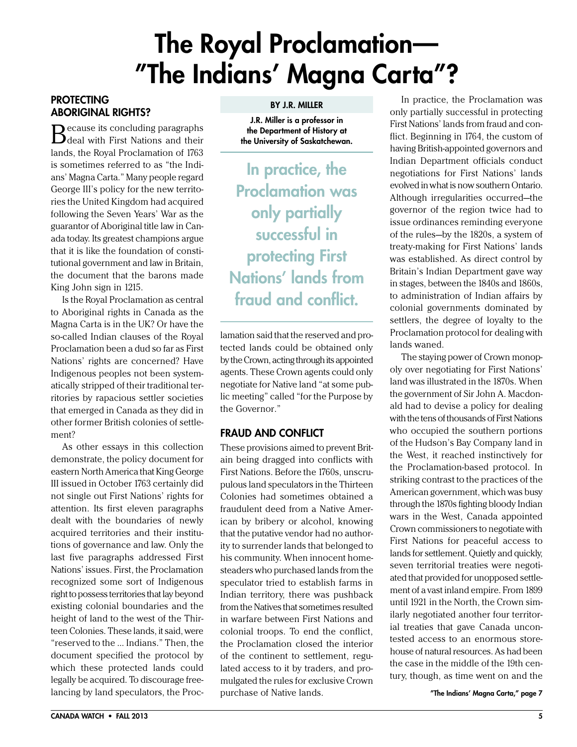# The Royal Proclamation—"The Indians' Magna Carta"?

**BY J.R. MILLER**

**J.R. Miller is a professor in the Department of History at the University of Saskatchewan.**

## PROTECTING ABORIGINAL RIGHTS?

Because its concluding paragraphs deal with First Nations and their lands, the Royal Proclamation of 1763 is sometimes referred to as "the Indians' Magna Carta." Many people regard George III's policy for the new territories the United Kingdom had acquired following the Seven Years' War as the guarantor of Aboriginal title law in Canada today. Its greatest champions argue that it is like the foundation of constitutional government and law in Britain, the document that the barons made King John sign in 1215.

Is the Royal Proclamation as central to Aboriginal rights in Canada as the Magna Carta is in the UK? Or have the so-called Indian clauses of the Royal Proclamation been a dud so far as First Nations' rights are concerned? Have Indigenous peoples not been systematically stripped of their traditional territories by rapacious settler societies that emerged in Canada as they did in other former British colonies of settlement?

As other essays in this collection demonstrate, the policy document for eastern North America that King George III issued in October 1763 certainly did not single out First Nations' rights for attention. Its first eleven paragraphs dealt with the boundaries of newly acquired territories and their institutions of governance and law. Only the last five paragraphs addressed First Nations' issues. First, the Proclamation recognized some sort of Indigenous right to possess territories that lay beyond existing colonial boundaries and the height of land to the west of the Thirteen Colonies. These lands, it said, were "reserved to the ... Indians." Then, the document specified the protocol by which these protected lands could legally be acquired. To discourage freelancing by land speculators, the Proclamation said that the reserved and protected lands could be obtained only by the Crown, acting through its appointed agents. These Crown agents could only negotiate for Native land "at some public meeting" called "for the Purpose by the Governor."

> In practice, the Proclamation was only partially successful in protecting First Nations' lands from fraud and conflict.

## FRAUD AND CONFLICT

These provisions aimed to prevent Britain being dragged into conflicts with First Nations. Before the 1760s, unscrupulous land speculators in the Thirteen Colonies had sometimes obtained a fraudulent deed from a Native American by bribery or alcohol, knowing that the putative vendor had no authority to surrender lands that belonged to his community. When innocent homesteaders who purchased lands from the speculator tried to establish farms in Indian territory, there was pushback from the Natives that sometimes resulted in warfare between First Nations and colonial troops. To end the conflict, the Proclamation closed the interior of the continent to settlement, regulated access to it by traders, and promulgated the rules for exclusive Crown purchase of Native lands.

In practice, the Proclamation was only partially successful in protecting First Nations' lands from fraud and conflict. Beginning in 1764, the custom of having British-appointed governors and Indian Department officials conduct negotiations for First Nations' lands evolved in what is now southern Ontario. Although irregularities occurred—the governor of the region twice had to issue ordinances reminding everyone of the rules—by the 1820s, a system of treaty-making for First Nations' lands was established. As direct control by Britain's Indian Department gave way in stages, between the 1840s and 1860s, to administration of Indian affairs by colonial governments dominated by settlers, the degree of loyalty to the Proclamation protocol for dealing with lands waned.

The staying power of Crown monopoly over negotiating for First Nations' land was illustrated in the 1870s. When the government of Sir John A. Macdonald had to devise a policy for dealing with the tens of thousands of First Nations who occupied the southern portions of the Hudson's Bay Company land in the West, it reached instinctively for the Proclamation-based protocol. In striking contrast to the practices of the American government, which was busy through the 1870s fighting bloody Indian wars in the West, Canada appointed Crown commissioners to negotiate with First Nations for peaceful access to lands for settlement. Quietly and quickly, seven territorial treaties were negotiated that provided for unopposed settlement of a vast inland empire. From 1899 until 1921 in the North, the Crown similarly negotiated another four territorial treaties that gave Canada uncontested access to an enormous storehouse of natural resources. As had been the case in the middle of the 19th century, though, as time went on and the

"The Indians' Magna Carta," page 7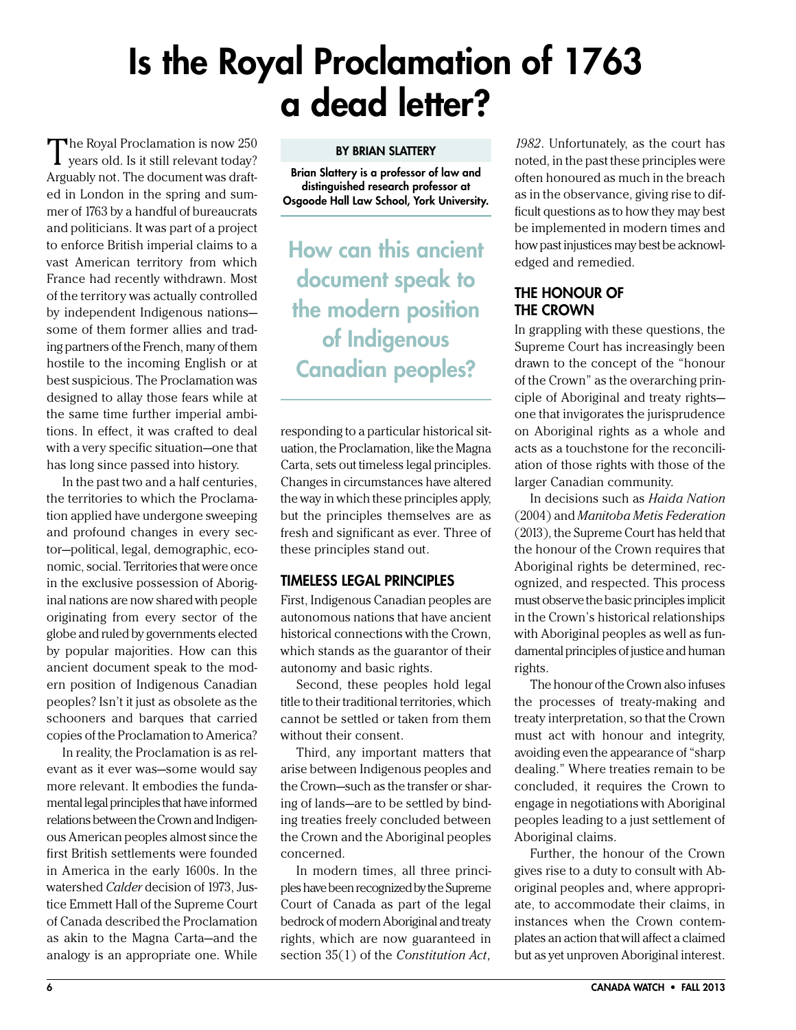# Is the Royal Proclamation of 1763 a dead letter?

**BY BRIAN SLATTERY**

**Brian Slattery is a professor of law and distinguished research professor at Osgoode Hall Law School, York University.**

The Royal Proclamation is now 250 years old. Is it still relevant today? Arguably not. The document was drafted in London in the spring and summer of 1763 by a handful of bureaucrats and politicians. It was part of a project to enforce British imperial claims to a vast American territory from which France had recently withdrawn. Most of the territory was actually controlled by independent Indigenous nations—some of them former allies and trading partners of the French, many of them hostile to the incoming English or at best suspicious. The Proclamation was designed to allay those fears while at the same time further imperial ambitions. In effect, it was crafted to deal with a very specific situation—one that has long since passed into history.

In the past two and a half centuries, the territories to which the Proclamation applied have undergone sweeping and profound changes in every sector—political, legal, demographic, economic, social. Territories that were once in the exclusive possession of Aboriginal nations are now shared with people originating from every sector of the globe and ruled by governments elected by popular majorities. How can this ancient document speak to the modern position of Indigenous Canadian peoples? Isn't it just as obsolete as the schooners and barques that carried copies of the Proclamation to America?

In reality, the Proclamation is as relevant as it ever was—some would say more relevant. It embodies the fundamental legal principles that have informed relations between the Crown and Indigenous American peoples almost since the first British settlements were founded in America in the early 1600s. In the watershed *Calder* decision of 1973, Justice Emmett Hall of the Supreme Court of Canada described the Proclamation as akin to the Magna Carta—and the analogy is an appropriate one. While responding to a particular historical situation, the Proclamation, like the Magna Carta, sets out timeless legal principles. Changes in circumstances have altered the way in which these principles apply, but the principles themselves are as fresh and significant as ever. Three of these principles stand out.

> How can this ancient document speak to the modern position of Indigenous Canadian peoples?

## TIMELESS LEGAL PRINCIPLES

First, Indigenous Canadian peoples are autonomous nations that have ancient historical connections with the Crown, which stands as the guarantor of their autonomy and basic rights.

Second, these peoples hold legal title to their traditional territories, which cannot be settled or taken from them without their consent.

Third, any important matters that arise between Indigenous peoples and the Crown—such as the transfer or sharing of lands—are to be settled by binding treaties freely concluded between the Crown and the Aboriginal peoples concerned.

In modern times, all three principles have been recognized by the Supreme Court of Canada as part of the legal bedrock of modern Aboriginal and treaty rights, which are now guaranteed in section 35(1) of the *Constitution Act, 1982*. Unfortunately, as the court has noted, in the past these principles were often honoured as much in the breach as in the observance, giving rise to difficult questions as to how they may best be implemented in modern times and how past injustices may best be acknowledged and remedied.

## THE HONOUR OF THE CROWN

In grappling with these questions, the Supreme Court has increasingly been drawn to the concept of the "honour of the Crown" as the overarching principle of Aboriginal and treaty rights—one that invigorates the jurisprudence on Aboriginal rights as a whole and acts as a touchstone for the reconciliation of those rights with those of the larger Canadian community.

In decisions such as *Haida Nation* (2004) and *Manitoba Metis Federation* (2013), the Supreme Court has held that the honour of the Crown requires that Aboriginal rights be determined, recognized, and respected. This process must observe the basic principles implicit in the Crown's historical relationships with Aboriginal peoples as well as fundamental principles of justice and human rights.

The honour of the Crown also infuses the processes of treaty-making and treaty interpretation, so that the Crown must act with honour and integrity, avoiding even the appearance of "sharp dealing." Where treaties remain to be concluded, it requires the Crown to engage in negotiations with Aboriginal peoples leading to a just settlement of Aboriginal claims.

Further, the honour of the Crown gives rise to a duty to consult with Aboriginal peoples and, where appropriate, to accommodate their claims, in instances when the Crown contemplates an action that will affect a claimed but as yet unproven Aboriginal interest.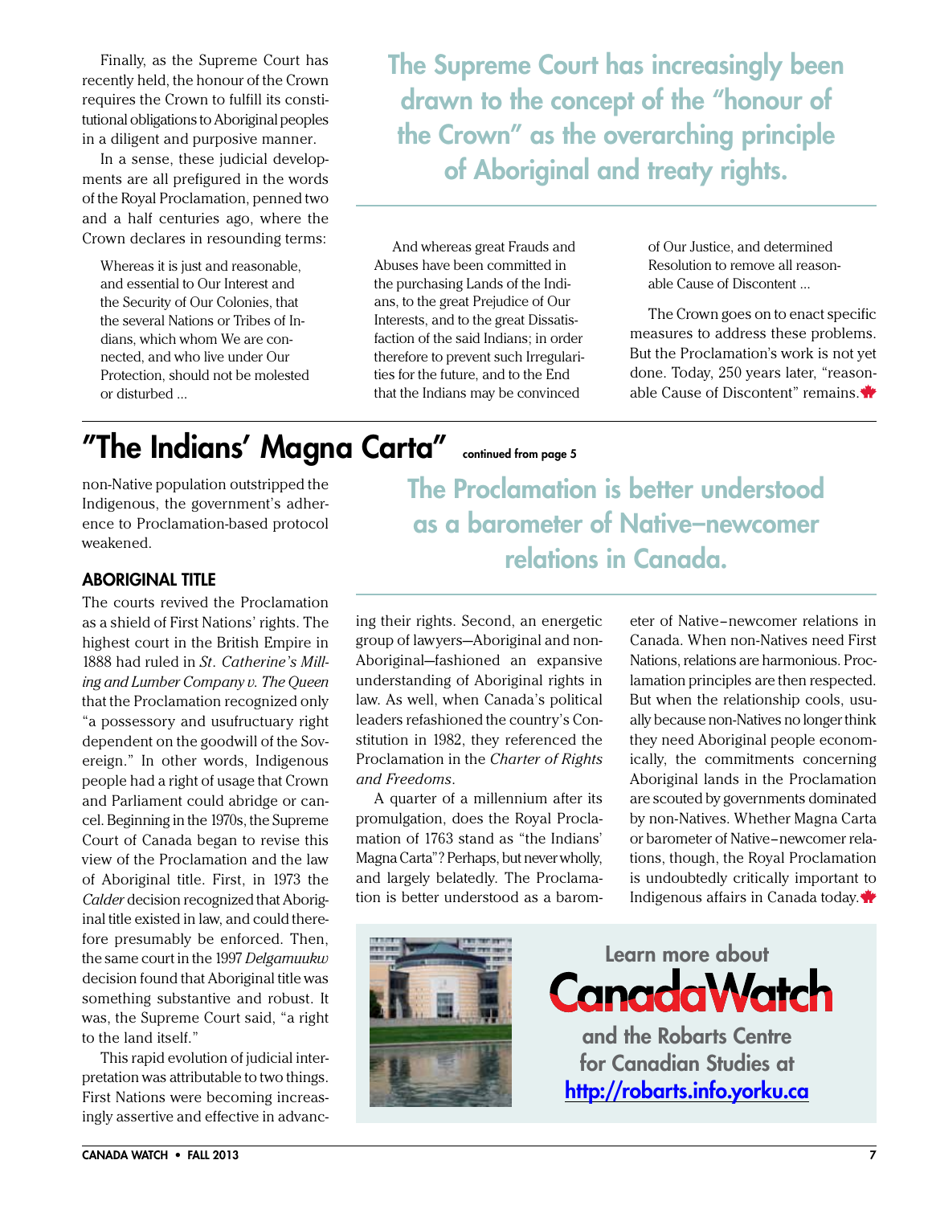Finally, as the Supreme Court has recently held, the honour of the Crown requires the Crown to fulfill its constitutional obligations to Aboriginal peoples in a diligent and purposive manner.

In a sense, these judicial developments are all prefigured in the words of the Royal Proclamation, penned two and a half centuries ago, where the Crown declares in resounding terms:

> Whereas it is just and reasonable, and essential to Our Interest and the Security of Our Colonies, that the several Nations or Tribes of Indians, which whom We are connected, and who live under Our Protection, should not be molested or disturbed ...
>
> And whereas great Frauds and Abuses have been committed in the purchasing Lands of the Indians, to the great Prejudice of Our Interests, and to the great Dissatisfaction of the said Indians; in order therefore to prevent such Irregularities for the future, and to the End that the Indians may be convinced of Our Justice, and determined Resolution to remove all reasonable Cause of Discontent ...

The Crown goes on to enact specific measures to address these problems. But the Proclamation's work is not yet done. Today, 250 years later, "reasonable Cause of Discontent" remains.

**The Supreme Court has increasingly been drawn to the concept of the "honour of the Crown" as the overarching principle of Aboriginal and treaty rights.**

# "The Indians' Magna Carta" continued from page 5

non-Native population outstripped the Indigenous, the government's adherence to Proclamation-based protocol weakened.

## ABORIGINAL TITLE

The courts revived the Proclamation as a shield of First Nations' rights. The highest court in the British Empire in 1888 had ruled in *St. Catherine's Milling and Lumber Company v. The Queen* that the Proclamation recognized only "a possessory and usufructuary right dependent on the goodwill of the Sovereign." In other words, Indigenous people had a right of usage that Crown and Parliament could abridge or cancel. Beginning in the 1970s, the Supreme Court of Canada began to revise this view of the Proclamation and the law of Aboriginal title. First, in 1973 the *Calder* decision recognized that Aboriginal title existed in law, and could therefore presumably be enforced. Then, the same court in the 1997 *Delgamuukw* decision found that Aboriginal title was something substantive and robust. It was, the Supreme Court said, "a right to the land itself."

This rapid evolution of judicial interpretation was attributable to two things. First Nations were becoming increasingly assertive and effective in advancing their rights. Second, an energetic group of lawyers—Aboriginal and non-Aboriginal—fashioned an expansive understanding of Aboriginal rights in law. As well, when Canada's political leaders refashioned the country's Constitution in 1982, they referenced the Proclamation in the *Charter of Rights and Freedoms*.

A quarter of a millennium after its promulgation, does the Royal Proclamation of 1763 stand as "the Indians' Magna Carta"? Perhaps, but never wholly, and largely belatedly. The Proclamation is better understood as a barometer of Native–newcomer relations in Canada. When non-Natives need First Nations, relations are harmonious. Proclamation principles are then respected. But when the relationship cools, usually because non-Natives no longer think they need Aboriginal people economically, the commitments concerning Aboriginal lands in the Proclamation are scouted by governments dominated by non-Natives. Whether Magna Carta or barometer of Native–newcomer relations, though, the Royal Proclamation is undoubtedly critically important to Indigenous affairs in Canada today.

**The Proclamation is better understood as a barometer of Native–newcomer relations in Canada.**

Learn more about CanadaWatch and the Robarts Centre for Canadian Studies at http://robarts.info.yorku.ca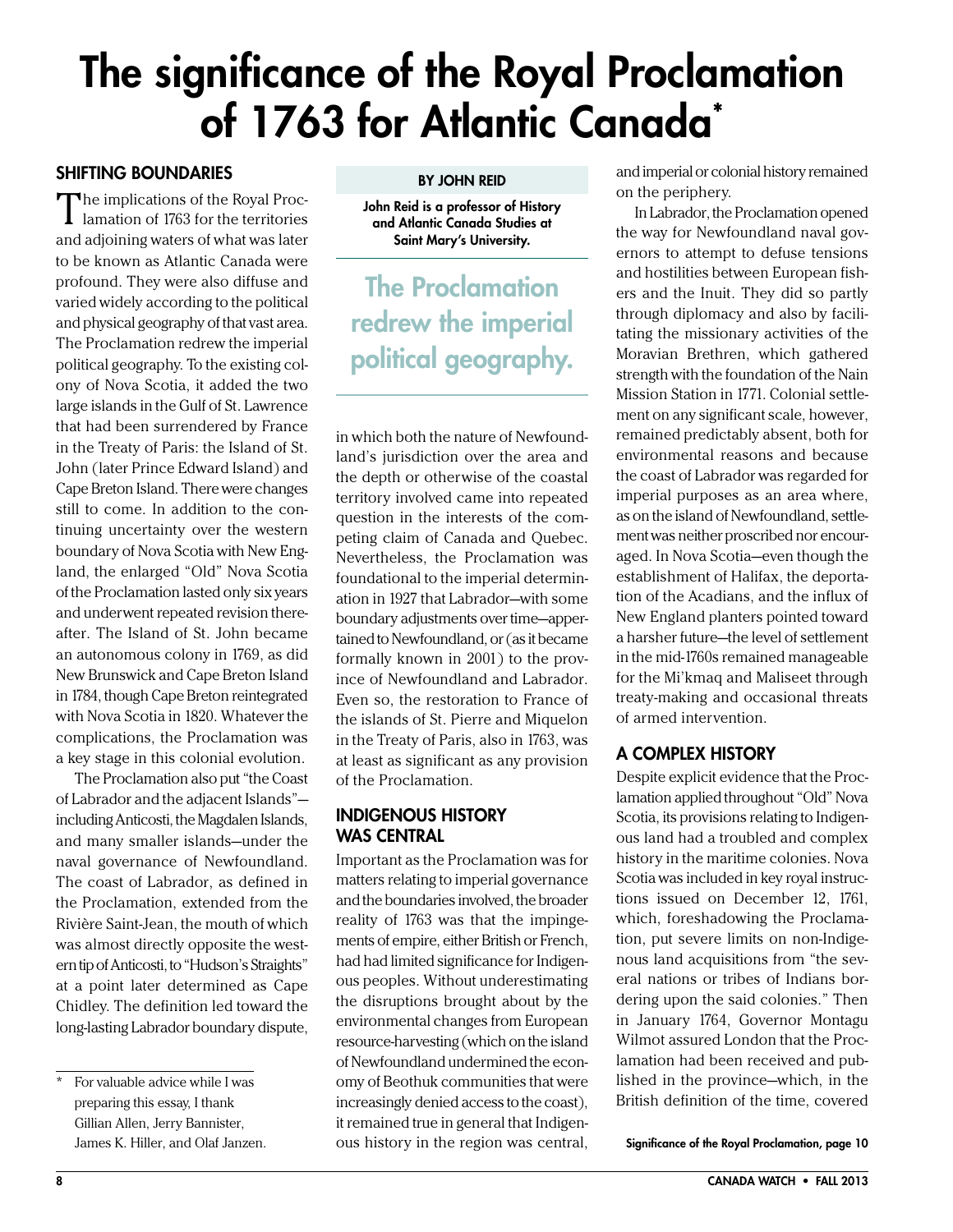# The significance of the Royal Proclamation of 1763 for Atlantic Canada*

**BY JOHN REID**

**John Reid is a professor of History and Atlantic Canada Studies at Saint Mary's University.**

## SHIFTING BOUNDARIES

The implications of the Royal Proclamation of 1763 for the territories and adjoining waters of what was later to be known as Atlantic Canada were profound. They were also diffuse and varied widely according to the political and physical geography of that vast area. The Proclamation redrew the imperial political geography. To the existing colony of Nova Scotia, it added the two large islands in the Gulf of St. Lawrence that had been surrendered by France in the Treaty of Paris: the Island of St. John (later Prince Edward Island) and Cape Breton Island. There were changes still to come. In addition to the continuing uncertainty over the western boundary of Nova Scotia with New England, the enlarged "Old" Nova Scotia of the Proclamation lasted only six years and underwent repeated revision thereafter. The Island of St. John became an autonomous colony in 1769, as did New Brunswick and Cape Breton Island in 1784, though Cape Breton reintegrated with Nova Scotia in 1820. Whatever the complications, the Proclamation was a key stage in this colonial evolution.

The Proclamation also put "the Coast of Labrador and the adjacent Islands"—including Anticosti, the Magdalen Islands, and many smaller islands—under the naval governance of Newfoundland. The coast of Labrador, as defined in the Proclamation, extended from the Rivière Saint-Jean, the mouth of which was almost directly opposite the western tip of Anticosti, to "Hudson's Straights" at a point later determined as Cape Chidley. The definition led toward the long-lasting Labrador boundary dispute, in which both the nature of Newfoundland's jurisdiction over the area and the depth or otherwise of the coastal territory involved came into repeated question in the interests of the competing claim of Canada and Quebec. Nevertheless, the Proclamation was foundational to the imperial determination in 1927 that Labrador—with some boundary adjustments over time—appertained to Newfoundland, or (as it became formally known in 2001) to the province of Newfoundland and Labrador. Even so, the restoration to France of the islands of St. Pierre and Miquelon in the Treaty of Paris, also in 1763, was at least as significant as any provision of the Proclamation.

> **The Proclamation redrew the imperial political geography.**

## INDIGENOUS HISTORY WAS CENTRAL

Important as the Proclamation was for matters relating to imperial governance and the boundaries involved, the broader reality of 1763 was that the impingements of empire, either British or French, had had limited significance for Indigenous peoples. Without underestimating the disruptions brought about by the environmental changes from European resource-harvesting (which on the island of Newfoundland undermined the economy of Beothuk communities that were increasingly denied access to the coast), it remained true in general that Indigenous history in the region was central, and imperial or colonial history remained on the periphery.

In Labrador, the Proclamation opened the way for Newfoundland naval governors to attempt to defuse tensions and hostilities between European fishers and the Inuit. They did so partly through diplomacy and also by facilitating the missionary activities of the Moravian Brethren, which gathered strength with the foundation of the Nain Mission Station in 1771. Colonial settlement on any significant scale, however, remained predictably absent, both for environmental reasons and because the coast of Labrador was regarded for imperial purposes as an area where, as on the island of Newfoundland, settlement was neither proscribed nor encouraged. In Nova Scotia—even though the establishment of Halifax, the deportation of the Acadians, and the influx of New England planters pointed toward a harsher future—the level of settlement in the mid-1760s remained manageable for the Mi'kmaq and Maliseet through treaty-making and occasional threats of armed intervention.

## A COMPLEX HISTORY

Despite explicit evidence that the Proclamation applied throughout "Old" Nova Scotia, its provisions relating to Indigenous land had a troubled and complex history in the maritime colonies. Nova Scotia was included in key royal instructions issued on December 12, 1761, which, foreshadowing the Proclamation, put severe limits on non-Indigenous land acquisitions from "the several nations or tribes of Indians bordering upon the said colonies." Then in January 1764, Governor Montagu Wilmot assured London that the Proclamation had been received and published in the province—which, in the British definition of the time, covered

Significance of the Royal Proclamation, page 10

---

* For valuable advice while I was preparing this essay, I thank Gillian Allen, Jerry Bannister, James K. Hiller, and Olaf Janzen.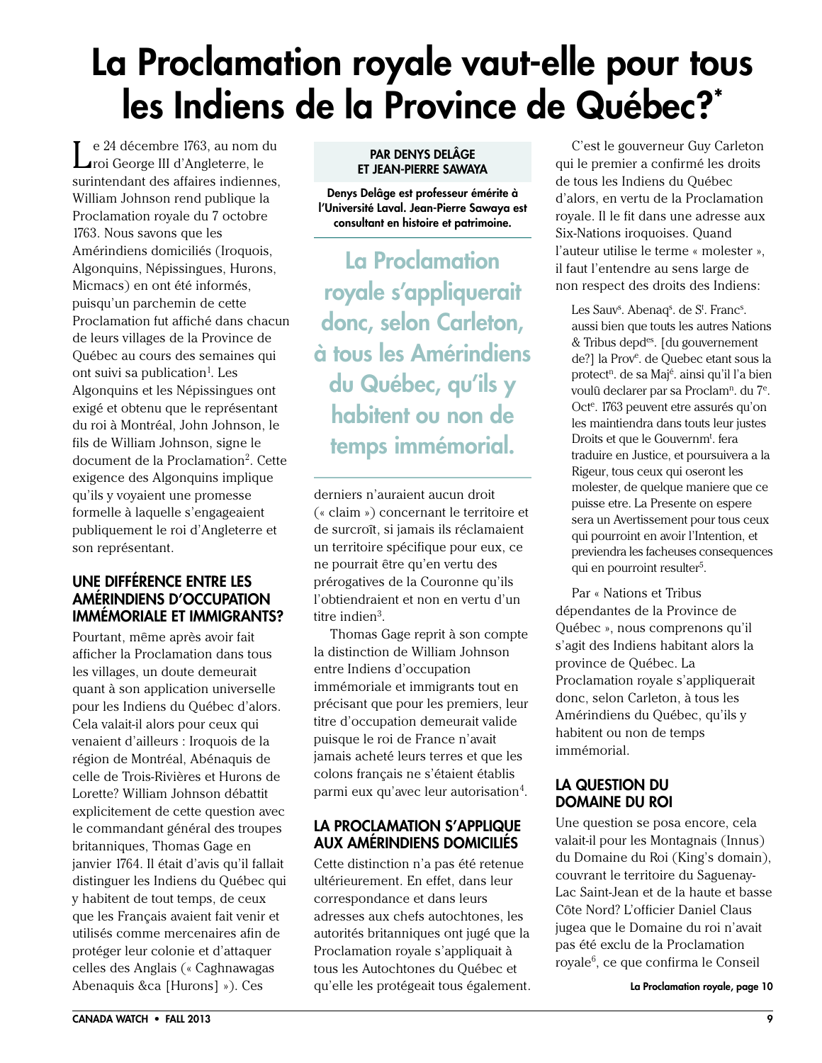# La Proclamation royale vaut-elle pour tous les Indiens de la Province de Québec?*

**PAR DENYS DELÂGE ET JEAN-PIERRE SAWAYA**

**Denys Delâge est professeur émérite à l'Université Laval. Jean-Pierre Sawaya est consultant en histoire et patrimoine.**

Le 24 décembre 1763, au nom du roi George III d'Angleterre, le surintendant des affaires indiennes, William Johnson rend publique la Proclamation royale du 7 octobre 1763. Nous savons que les Amérindiens domiciliés (Iroquois, Algonquins, Népissingues, Hurons, Micmacs) en ont été informés, puisqu'un parchemin de cette Proclamation fut affiché dans chacun de leurs villages de la Province de Québec au cours des semaines qui ont suivi sa publication[1]. Les Algonquins et les Népissingues ont exigé et obtenu que le représentant du roi à Montréal, John Johnson, le fils de William Johnson, signe le document de la Proclamation[2]. Cette exigence des Algonquins implique qu'ils y voyaient une promesse formelle à laquelle s'engageaient publiquement le roi d'Angleterre et son représentant.

## UNE DIFFÉRENCE ENTRE LES AMÉRINDIENS D'OCCUPATION IMMÉMORIALE ET IMMIGRANTS?

Pourtant, même après avoir fait afficher la Proclamation dans tous les villages, un doute demeurait quant à son application universelle pour les Indiens du Québec d'alors. Cela valait-il alors pour ceux qui venaient d'ailleurs : Iroquois de la région de Montréal, Abénaquis de celle de Trois-Rivières et Hurons de Lorette? William Johnson débattit explicitement de cette question avec le commandant général des troupes britanniques, Thomas Gage en janvier 1764. Il était d'avis qu'il fallait distinguer les Indiens du Québec qui y habitent de tout temps, de ceux que les Français avaient fait venir et utilisés comme mercenaires afin de protéger leur colonie et d'attaquer celles des Anglais (« Caghnawagas Abenaquis &ca [Hurons] »). Ces derniers n'auraient aucun droit (« claim ») concernant le territoire et de surcroît, si jamais ils réclamaient un territoire spécifique pour eux, ce ne pourrait être qu'en vertu des prérogatives de la Couronne qu'ils l'obtiendraient et non en vertu d'un titre indien[3].

Thomas Gage reprit à son compte la distinction de William Johnson entre Indiens d'occupation immémoriale et immigrants tout en précisant que pour les premiers, leur titre d'occupation demeurait valide puisque le roi de France n'avait jamais acheté leurs terres et que les colons français ne s'étaient établis parmi eux qu'avec leur autorisation[4].

## LA PROCLAMATION S'APPLIQUE AUX AMÉRINDIENS DOMICILIÉS

Cette distinction n'a pas été retenue ultérieurement. En effet, dans leur correspondance et dans leurs adresses aux chefs autochtones, les autorités britanniques ont jugé que la Proclamation royale s'appliquait à tous les Autochtones du Québec et qu'elle les protégeait tous également.

C'est le gouverneur Guy Carleton qui le premier a confirmé les droits de tous les Indiens du Québec d'alors, en vertu de la Proclamation royale. Il le fit dans une adresse aux Six-Nations iroquoises. Quand l'auteur utilise le terme « molester », il faut l'entendre au sens large de non respect des droits des Indiens:

> Les Sauv^s^. Abenaq^s^. de S^t^. Franc^s^. aussi bien que touts les autres Nations & Tribus depd^es^. [du gouvernement de?] la Prov^e^. de Quebec etant sous la protect^n^. de sa Maj^é^. ainsi qu'il l'a bien voulû declarer par sa Proclam^n^. du 7^e^. Oct^e^. 1763 peuvent etre assurés qu'on les maintiendra dans touts leur justes Droits et que le Gouvernm^t^. fera traduire en Justice, et poursuivera a la Rigeur, tous ceux qui oseront les molester, de quelque maniere que ce puisse etre. La Presente on espere sera un Avertissement pour tous ceux qui pourroint en avoir l'Intention, et previendra les facheuses consequences qui en pourroint resulter[5].

Par « Nations et Tribus dépendantes de la Province de Québec », nous comprenons qu'il s'agit des Indiens habitant alors la province de Québec. La Proclamation royale s'appliquerait donc, selon Carleton, à tous les Amérindiens du Québec, qu'ils y habitent ou non de temps immémorial.

## LA QUESTION DU DOMAINE DU ROI

Une question se posa encore, cela valait-il pour les Montagnais (Innus) du Domaine du Roi (King's domain), couvrant le territoire du Saguenay-Lac Saint-Jean et de la haute et basse Côte Nord? L'officier Daniel Claus jugea que le Domaine du roi n'avait pas été exclu de la Proclamation royale[6], ce que confirma le Conseil

La Proclamation royale, page 10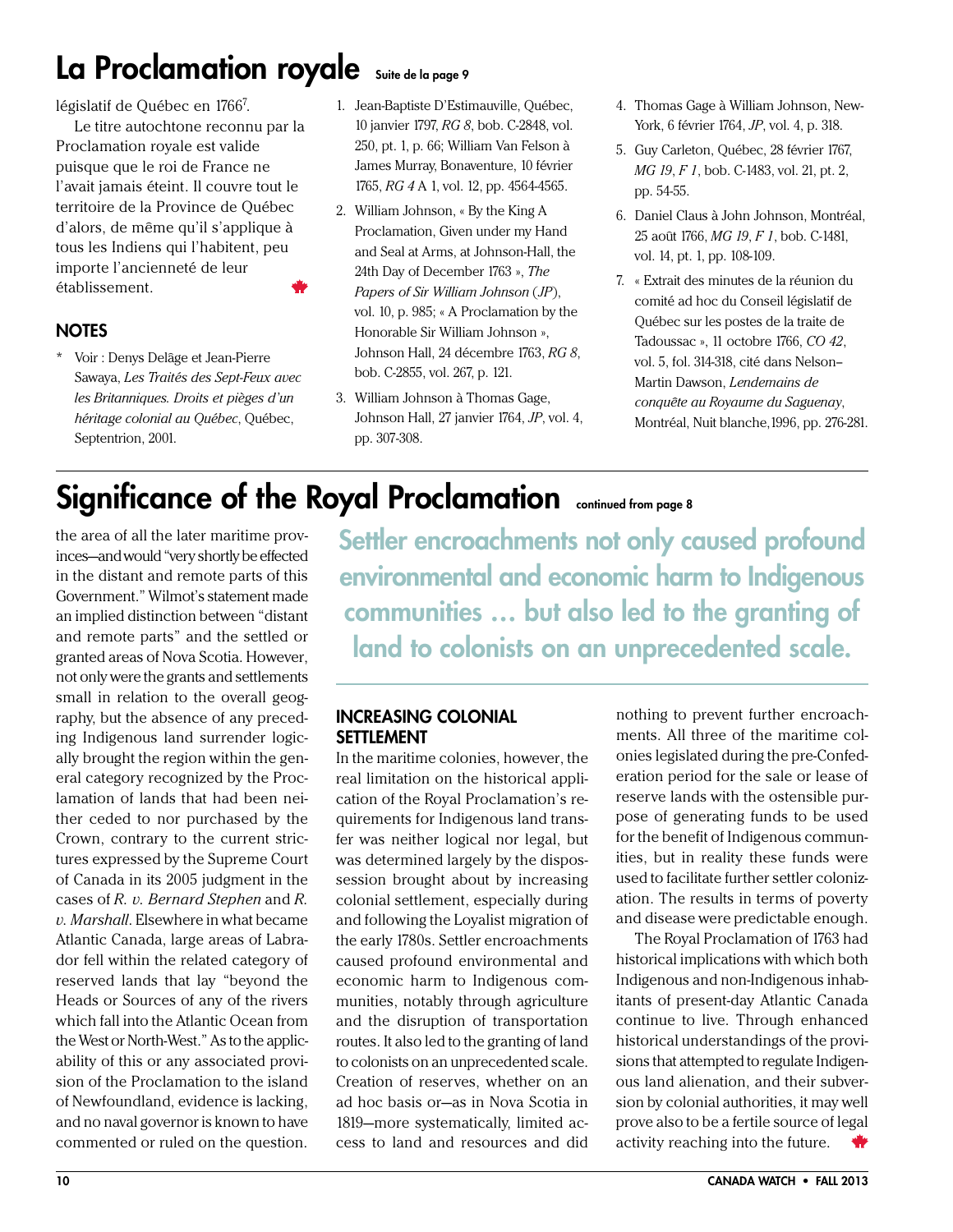## La Proclamation royale Suite de la page 9

législatif de Québec en 1766[7].

Le titre autochtone reconnu par la Proclamation royale est valide puisque que le roi de France ne l'avait jamais éteint. Il couvre tout le territoire de la Province de Québec d'alors, de même qu'il s'applique à tous les Indiens qui l'habitent, peu importe l'ancienneté de leur établissement.

### NOTES

\* Voir : Denys Delâge et Jean-Pierre Sawaya, *Les Traités des Sept-Feux avec les Britanniques. Droits et pièges d'un héritage colonial au Québec*, Québec, Septentrion, 2001.

1. Jean-Baptiste D'Estimauville, Québec, 10 janvier 1797, *RG 8*, bob. C-2848, vol. 250, pt. 1, p. 66; William Van Felson à James Murray, Bonaventure, 10 février 1765, *RG 4* A 1, vol. 12, pp. 4564-4565.
2. William Johnson, « By the King A Proclamation, Given under my Hand and Seal at Arms, at Johnson-Hall, the 24th Day of December 1763 », *The Papers of Sir William Johnson* (*JP*), vol. 10, p. 985; « A Proclamation by the Honorable Sir William Johnson », Johnson Hall, 24 décembre 1763, *RG 8*, bob. C-2855, vol. 267, p. 121.
3. William Johnson à Thomas Gage, Johnson Hall, 27 janvier 1764, *JP*, vol. 4, pp. 307-308.
4. Thomas Gage à William Johnson, New-York, 6 février 1764, *JP*, vol. 4, p. 318.
5. Guy Carleton, Québec, 28 février 1767, *MG 19*, *F 1*, bob. C-1483, vol. 21, pt. 2, pp. 54-55.
6. Daniel Claus à John Johnson, Montréal, 25 août 1766, *MG 19*, *F 1*, bob. C-1481, vol. 14, pt. 1, pp. 108-109.
7. « Extrait des minutes de la réunion du comité ad hoc du Conseil législatif de Québec sur les postes de la traite de Tadoussac », 11 octobre 1766, *CO 42*, vol. 5, fol. 314-318, cité dans Nelson–Martin Dawson, *Lendemains de conquête au Royaume du Saguenay*, Montréal, Nuit blanche,1996, pp. 276-281.

## Significance of the Royal Proclamation continued from page 8

the area of all the later maritime provinces—and would "very shortly be effected in the distant and remote parts of this Government." Wilmot's statement made an implied distinction between "distant and remote parts" and the settled or granted areas of Nova Scotia. However, not only were the grants and settlements small in relation to the overall geography, but the absence of any preceding Indigenous land surrender logically brought the region within the general category recognized by the Proclamation of lands that had been neither ceded to nor purchased by the Crown, contrary to the current strictures expressed by the Supreme Court of Canada in its 2005 judgment in the cases of *R. v. Bernard Stephen* and *R. v. Marshall*. Elsewhere in what became Atlantic Canada, large areas of Labrador fell within the related category of reserved lands that lay "beyond the Heads or Sources of any of the rivers which fall into the Atlantic Ocean from the West or North-West." As to the applicability of this or any associated provision of the Proclamation to the island of Newfoundland, evidence is lacking, and no naval governor is known to have commented or ruled on the question.

**Settler encroachments not only caused profound environmental and economic harm to Indigenous communities … but also led to the granting of land to colonists on an unprecedented scale.**

### INCREASING COLONIAL SETTLEMENT

In the maritime colonies, however, the real limitation on the historical application of the Royal Proclamation's requirements for Indigenous land transfer was neither logical nor legal, but was determined largely by the dispossession brought about by increasing colonial settlement, especially during and following the Loyalist migration of the early 1780s. Settler encroachments caused profound environmental and economic harm to Indigenous communities, notably through agriculture and the disruption of transportation routes. It also led to the granting of land to colonists on an unprecedented scale. Creation of reserves, whether on an ad hoc basis or—as in Nova Scotia in 1819—more systematically, limited access to land and resources and did nothing to prevent further encroachments. All three of the maritime colonies legislated during the pre-Confederation period for the sale or lease of reserve lands with the ostensible purpose of generating funds to be used for the benefit of Indigenous communities, but in reality these funds were used to facilitate further settler colonization. The results in terms of poverty and disease were predictable enough.

The Royal Proclamation of 1763 had historical implications with which both Indigenous and non-Indigenous inhabitants of present-day Atlantic Canada continue to live. Through enhanced historical understandings of the provisions that attempted to regulate Indigenous land alienation, and their subversion by colonial authorities, it may well prove also to be a fertile source of legal activity reaching into the future.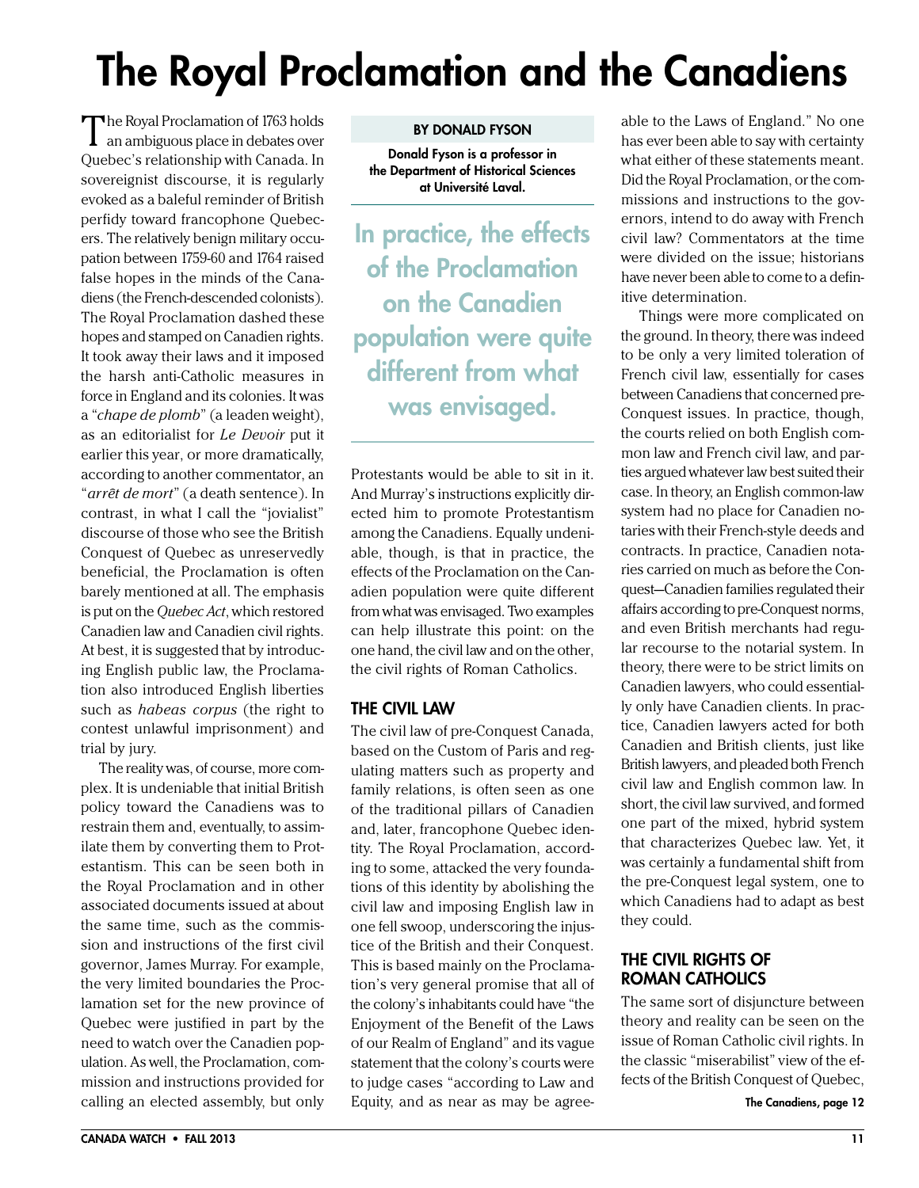# The Royal Proclamation and the Canadiens

**BY DONALD FYSON**

**Donald Fyson is a professor in the Department of Historical Sciences at Université Laval.**

The Royal Proclamation of 1763 holds an ambiguous place in debates over Quebec's relationship with Canada. In sovereignist discourse, it is regularly evoked as a baleful reminder of British perfidy toward francophone Quebecers. The relatively benign military occupation between 1759-60 and 1764 raised false hopes in the minds of the Canadiens (the French-descended colonists). The Royal Proclamation dashed these hopes and stamped on Canadien rights. It took away their laws and it imposed the harsh anti-Catholic measures in force in England and its colonies. It was a "*chape de plomb*" (a leaden weight), as an editorialist for *Le Devoir* put it earlier this year, or more dramatically, according to another commentator, an "*arrêt de mort*" (a death sentence). In contrast, in what I call the "jovialist" discourse of those who see the British Conquest of Quebec as unreservedly beneficial, the Proclamation is often barely mentioned at all. The emphasis is put on the *Quebec Act*, which restored Canadien law and Canadien civil rights. At best, it is suggested that by introducing English public law, the Proclamation also introduced English liberties such as *habeas corpus* (the right to contest unlawful imprisonment) and trial by jury.

The reality was, of course, more complex. It is undeniable that initial British policy toward the Canadiens was to restrain them and, eventually, to assimilate them by converting them to Protestantism. This can be seen both in the Royal Proclamation and in other associated documents issued at about the same time, such as the commission and instructions of the first civil governor, James Murray. For example, the very limited boundaries the Proclamation set for the new province of Quebec were justified in part by the need to watch over the Canadien population. As well, the Proclamation, commission and instructions provided for calling an elected assembly, but only Protestants would be able to sit in it. And Murray's instructions explicitly directed him to promote Protestantism among the Canadiens. Equally undeniable, though, is that in practice, the effects of the Proclamation on the Canadien population were quite different from what was envisaged. Two examples can help illustrate this point: on the one hand, the civil law and on the other, the civil rights of Roman Catholics.

> **In practice, the effects of the Proclamation on the Canadien population were quite different from what was envisaged.**

## THE CIVIL LAW

The civil law of pre-Conquest Canada, based on the Custom of Paris and regulating matters such as property and family relations, is often seen as one of the traditional pillars of Canadien and, later, francophone Quebec identity. The Royal Proclamation, according to some, attacked the very foundations of this identity by abolishing the civil law and imposing English law in one fell swoop, underscoring the injustice of the British and their Conquest. This is based mainly on the Proclamation's very general promise that all of the colony's inhabitants could have "the Enjoyment of the Benefit of the Laws of our Realm of England" and its vague statement that the colony's courts were to judge cases "according to Law and Equity, and as near as may be agreeable to the Laws of England." No one has ever been able to say with certainty what either of these statements meant. Did the Royal Proclamation, or the commissions and instructions to the governors, intend to do away with French civil law? Commentators at the time were divided on the issue; historians have never been able to come to a definitive determination.

Things were more complicated on the ground. In theory, there was indeed to be only a very limited toleration of French civil law, essentially for cases between Canadiens that concerned pre-Conquest issues. In practice, though, the courts relied on both English common law and French civil law, and parties argued whatever law best suited their case. In theory, an English common-law system had no place for Canadien notaries with their French-style deeds and contracts. In practice, Canadien notaries carried on much as before the Conquest—Canadien families regulated their affairs according to pre-Conquest norms, and even British merchants had regular recourse to the notarial system. In theory, there were to be strict limits on Canadien lawyers, who could essentially only have Canadien clients. In practice, Canadien lawyers acted for both Canadien and British clients, just like British lawyers, and pleaded both French civil law and English common law. In short, the civil law survived, and formed one part of the mixed, hybrid system that characterizes Quebec law. Yet, it was certainly a fundamental shift from the pre-Conquest legal system, one to which Canadiens had to adapt as best they could.

## THE CIVIL RIGHTS OF ROMAN CATHOLICS

The same sort of disjuncture between theory and reality can be seen on the issue of Roman Catholic civil rights. In the classic "miserabilist" view of the effects of the British Conquest of Quebec,

**The Canadiens, page 12**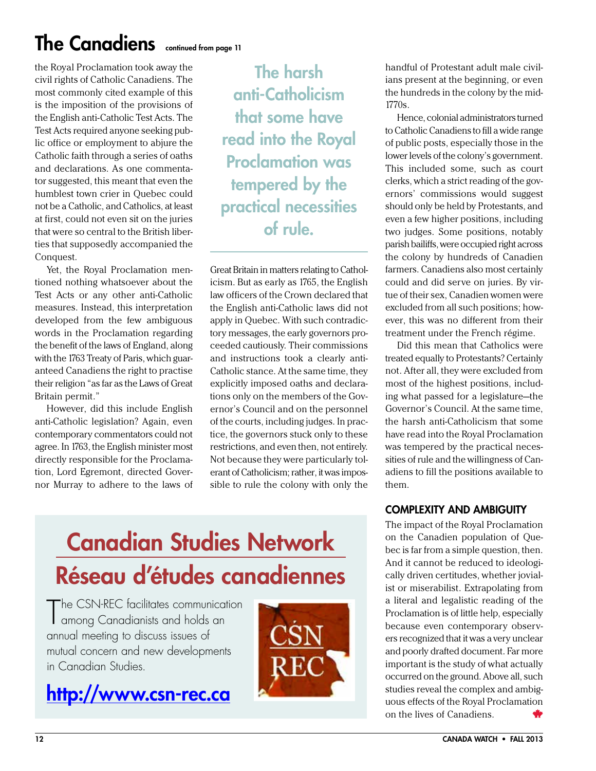# The Canadiens continued from page 11

the Royal Proclamation took away the civil rights of Catholic Canadiens. The most commonly cited example of this is the imposition of the provisions of the English anti-Catholic Test Acts. The Test Acts required anyone seeking public office or employment to abjure the Catholic faith through a series of oaths and declarations. As one commentator suggested, this meant that even the humblest town crier in Quebec could not be a Catholic, and Catholics, at least at first, could not even sit on the juries that were so central to the British liberties that supposedly accompanied the Conquest.

Yet, the Royal Proclamation mentioned nothing whatsoever about the Test Acts or any other anti-Catholic measures. Instead, this interpretation developed from the few ambiguous words in the Proclamation regarding the benefit of the laws of England, along with the 1763 Treaty of Paris, which guaranteed Canadiens the right to practise their religion "as far as the Laws of Great Britain permit."

However, did this include English anti-Catholic legislation? Again, even contemporary commentators could not agree. In 1763, the English minister most directly responsible for the Proclamation, Lord Egremont, directed Governor Murray to adhere to the laws of Great Britain in matters relating to Catholicism. But as early as 1765, the English law officers of the Crown declared that the English anti-Catholic laws did not apply in Quebec. With such contradictory messages, the early governors proceeded cautiously. Their commissions and instructions took a clearly anti-Catholic stance. At the same time, they explicitly imposed oaths and declarations only on the members of the Governor's Council and on the personnel of the courts, including judges. In practice, the governors stuck only to these restrictions, and even then, not entirely. Not because they were particularly tolerant of Catholicism; rather, it was impossible to rule the colony with only the handful of Protestant adult male civilians present at the beginning, or even the hundreds in the colony by the mid-1770s.

> The harsh anti-Catholicism that some have read into the Royal Proclamation was tempered by the practical necessities of rule.

Hence, colonial administrators turned to Catholic Canadiens to fill a wide range of public posts, especially those in the lower levels of the colony's government. This included some, such as court clerks, which a strict reading of the governors' commissions would suggest should only be held by Protestants, and even a few higher positions, including two judges. Some positions, notably parish bailiffs, were occupied right across the colony by hundreds of Canadien farmers. Canadiens also most certainly could and did serve on juries. By virtue of their sex, Canadien women were excluded from all such positions; however, this was no different from their treatment under the French régime.

Did this mean that Catholics were treated equally to Protestants? Certainly not. After all, they were excluded from most of the highest positions, including what passed for a legislature—the Governor's Council. At the same time, the harsh anti-Catholicism that some have read into the Royal Proclamation was tempered by the practical necessities of rule and the willingness of Canadiens to fill the positions available to them.

## COMPLEXITY AND AMBIGUITY

The impact of the Royal Proclamation on the Canadien population of Quebec is far from a simple question, then. And it cannot be reduced to ideologically driven certitudes, whether jovialist or miserabilist. Extrapolating from a literal and legalistic reading of the Proclamation is of little help, especially because even contemporary observers recognized that it was a very unclear and poorly drafted document. Far more important is the study of what actually occurred on the ground. Above all, such studies reveal the complex and ambiguous effects of the Royal Proclamation on the lives of Canadiens.

---

## Canadian Studies Network
## Réseau d'études canadiennes

The CSN-REC facilitates communication among Canadianists and holds an annual meeting to discuss issues of mutual concern and new developments in Canadian Studies.

CSN REC

**http://www.csn-rec.ca**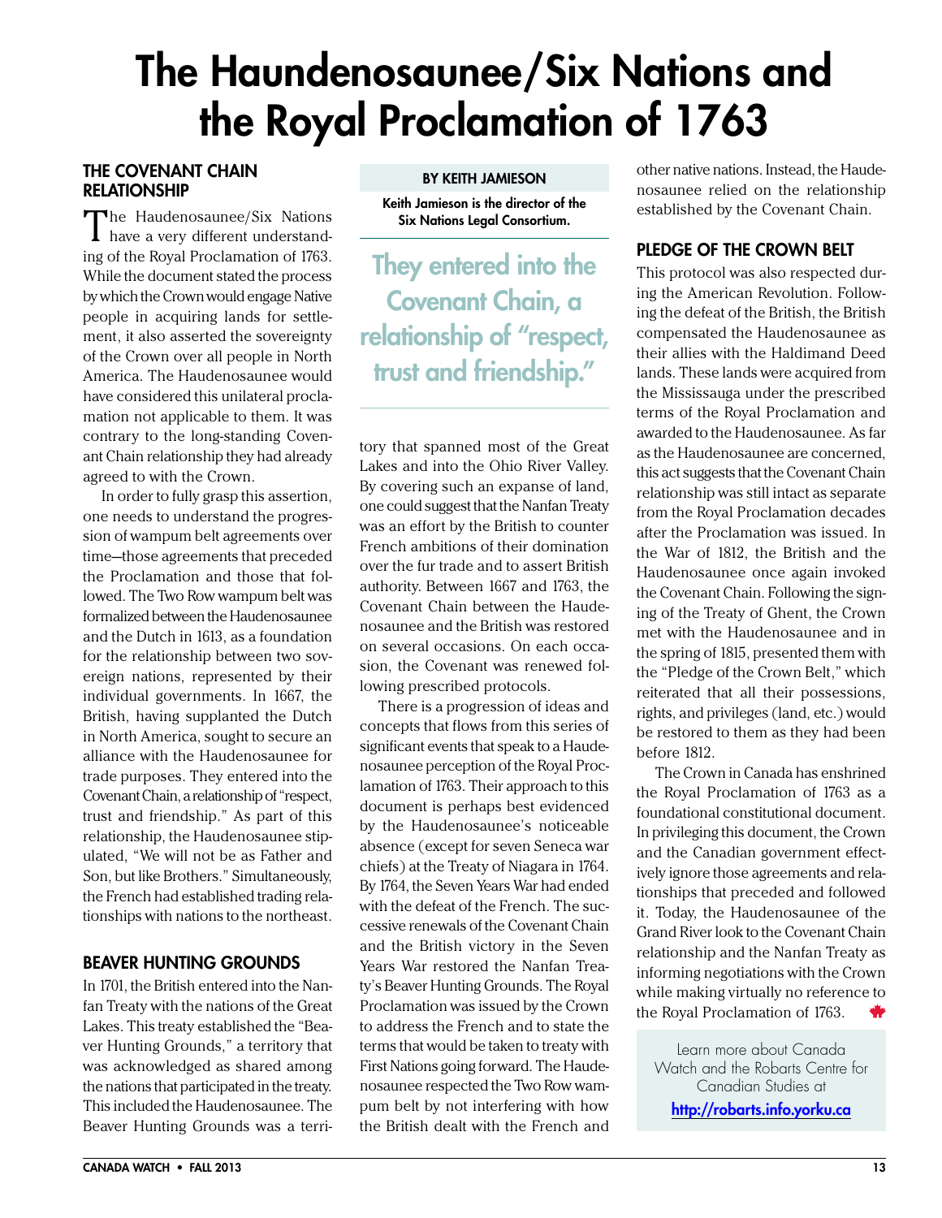# The Haudenosaunee/Six Nations and the Royal Proclamation of 1763

**BY KEITH JAMIESON**

**Keith Jamieson is the director of the Six Nations Legal Consortium.**

## THE COVENANT CHAIN RELATIONSHIP

The Haudenosaunee/Six Nations have a very different understanding of the Royal Proclamation of 1763. While the document stated the process by which the Crown would engage Native people in acquiring lands for settlement, it also asserted the sovereignty of the Crown over all people in North America. The Haudenosaunee would have considered this unilateral proclamation not applicable to them. It was contrary to the long-standing Covenant Chain relationship they had already agreed to with the Crown.

In order to fully grasp this assertion, one needs to understand the progression of wampum belt agreements over time—those agreements that preceded the Proclamation and those that followed. The Two Row wampum belt was formalized between the Haudenosaunee and the Dutch in 1613, as a foundation for the relationship between two sovereign nations, represented by their individual governments. In 1667, the British, having supplanted the Dutch in North America, sought to secure an alliance with the Haudenosaunee for trade purposes. They entered into the Covenant Chain, a relationship of "respect, trust and friendship." As part of this relationship, the Haudenosaunee stipulated, "We will not be as Father and Son, but like Brothers." Simultaneously, the French had established trading relationships with nations to the northeast.

> They entered into the Covenant Chain, a relationship of "respect, trust and friendship."

## BEAVER HUNTING GROUNDS

In 1701, the British entered into the Nanfan Treaty with the nations of the Great Lakes. This treaty established the "Beaver Hunting Grounds," a territory that was acknowledged as shared among the nations that participated in the treaty. This included the Haudenosaunee. The Beaver Hunting Grounds was a territory that spanned most of the Great Lakes and into the Ohio River Valley. By covering such an expanse of land, one could suggest that the Nanfan Treaty was an effort by the British to counter French ambitions of their domination over the fur trade and to assert British authority. Between 1667 and 1763, the Covenant Chain between the Haudenosaunee and the British was restored on several occasions. On each occasion, the Covenant was renewed following prescribed protocols.

There is a progression of ideas and concepts that flows from this series of significant events that speak to a Haudenosaunee perception of the Royal Proclamation of 1763. Their approach to this document is perhaps best evidenced by the Haudenosaunee's noticeable absence (except for seven Seneca war chiefs) at the Treaty of Niagara in 1764. By 1764, the Seven Years War had ended with the defeat of the French. The successive renewals of the Covenant Chain and the British victory in the Seven Years War restored the Nanfan Treaty's Beaver Hunting Grounds. The Royal Proclamation was issued by the Crown to address the French and to state the terms that would be taken to treaty with First Nations going forward. The Haudenosaunee respected the Two Row wampum belt by not interfering with how the British dealt with the French and other native nations. Instead, the Haudenosaunee relied on the relationship established by the Covenant Chain.

## PLEDGE OF THE CROWN BELT

This protocol was also respected during the American Revolution. Following the defeat of the British, the British compensated the Haudenosaunee as their allies with the Haldimand Deed lands. These lands were acquired from the Mississauga under the prescribed terms of the Royal Proclamation and awarded to the Haudenosaunee. As far as the Haudenosaunee are concerned, this act suggests that the Covenant Chain relationship was still intact as separate from the Royal Proclamation decades after the Proclamation was issued. In the War of 1812, the British and the Haudenosaunee once again invoked the Covenant Chain. Following the signing of the Treaty of Ghent, the Crown met with the Haudenosaunee and in the spring of 1815, presented them with the "Pledge of the Crown Belt," which reiterated that all their possessions, rights, and privileges (land, etc.) would be restored to them as they had been before 1812.

The Crown in Canada has enshrined the Royal Proclamation of 1763 as a foundational constitutional document. In privileging this document, the Crown and the Canadian government effectively ignore those agreements and relationships that preceded and followed it. Today, the Haudenosaunee of the Grand River look to the Covenant Chain relationship and the Nanfan Treaty as informing negotiations with the Crown while making virtually no reference to the Royal Proclamation of 1763.

Learn more about Canada Watch and the Robarts Centre for Canadian Studies at **http://robarts.info.yorku.ca**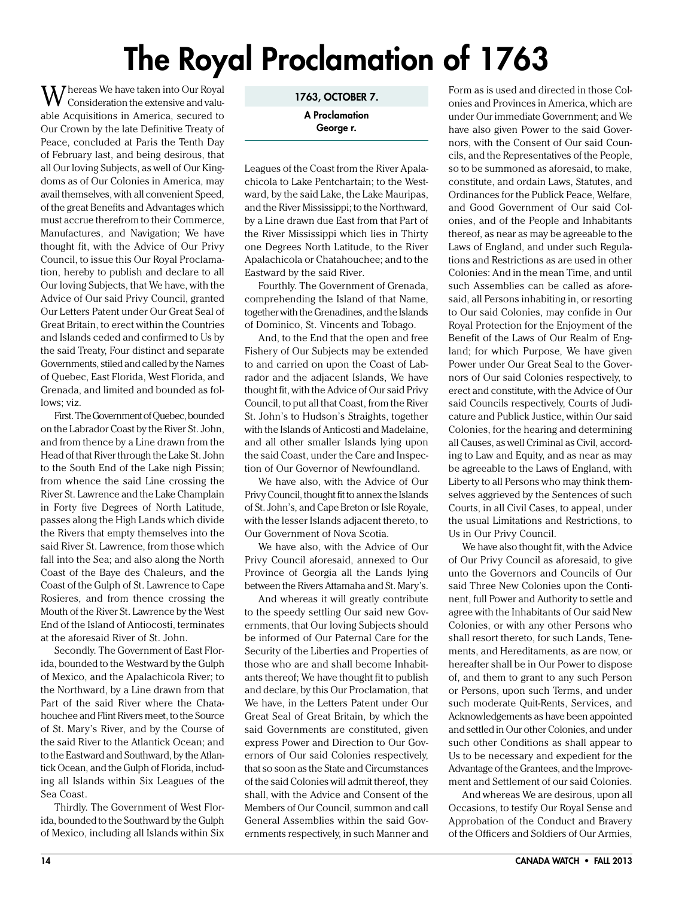# The Royal Proclamation of 1763

**1763, OCTOBER 7.**

**A Proclamation**
**George r.**

Whereas We have taken into Our Royal Consideration the extensive and valuable Acquisitions in America, secured to Our Crown by the late Definitive Treaty of Peace, concluded at Paris the Tenth Day of February last, and being desirous, that all Our loving Subjects, as well of Our Kingdoms as of Our Colonies in America, may avail themselves, with all convenient Speed, of the great Benefits and Advantages which must accrue therefrom to their Commerce, Manufactures, and Navigation; We have thought fit, with the Advice of Our Privy Council, to issue this Our Royal Proclamation, hereby to publish and declare to all Our loving Subjects, that We have, with the Advice of Our said Privy Council, granted Our Letters Patent under Our Great Seal of Great Britain, to erect within the Countries and Islands ceded and confirmed to Us by the said Treaty, Four distinct and separate Governments, stiled and called by the Names of Quebec, East Florida, West Florida, and Grenada, and limited and bounded as follows; viz.

First. The Government of Quebec, bounded on the Labrador Coast by the River St. John, and from thence by a Line drawn from the Head of that River through the Lake St. John to the South End of the Lake nigh Pissin; from whence the said Line crossing the River St. Lawrence and the Lake Champlain in Forty five Degrees of North Latitude, passes along the High Lands which divide the Rivers that empty themselves into the said River St. Lawrence, from those which fall into the Sea; and also along the North Coast of the Baye des Chaleurs, and the Coast of the Gulph of St. Lawrence to Cape Rosieres, and from thence crossing the Mouth of the River St. Lawrence by the West End of the Island of Antiocosti, terminates at the aforesaid River of St. John.

Secondly. The Government of East Florida, bounded to the Westward by the Gulph of Mexico, and the Apalachicola River; to the Northward, by a Line drawn from that Part of the said River where the Chatahouchee and Flint Rivers meet, to the Source of St. Mary's River, and by the Course of the said River to the Atlantick Ocean; and to the Eastward and Southward, by the Atlantick Ocean, and the Gulph of Florida, including all Islands within Six Leagues of the Sea Coast.

Thirdly. The Government of West Florida, bounded to the Southward by the Gulph of Mexico, including all Islands within Six Leagues of the Coast from the River Apalachicola to Lake Pentchartain; to the Westward, by the said Lake, the Lake Mauripas, and the River Mississippi; to the Northward, by a Line drawn due East from that Part of the River Mississippi which lies in Thirty one Degrees North Latitude, to the River Apalachicola or Chatahouchee; and to the Eastward by the said River.

Fourthly. The Government of Grenada, comprehending the Island of that Name, together with the Grenadines, and the Islands of Dominico, St. Vincents and Tobago.

And, to the End that the open and free Fishery of Our Subjects may be extended to and carried on upon the Coast of Labrador and the adjacent Islands, We have thought fit, with the Advice of Our said Privy Council, to put all that Coast, from the River St. John's to Hudson's Straights, together with the Islands of Anticosti and Madelaine, and all other smaller Islands lying upon the said Coast, under the Care and Inspection of Our Governor of Newfoundland.

We have also, with the Advice of Our Privy Council, thought fit to annex the Islands of St. John's, and Cape Breton or Isle Royale, with the lesser Islands adjacent thereto, to Our Government of Nova Scotia.

We have also, with the Advice of Our Privy Council aforesaid, annexed to Our Province of Georgia all the Lands lying between the Rivers Attamaha and St. Mary's.

And whereas it will greatly contribute to the speedy settling Our said new Governments, that Our loving Subjects should be informed of Our Paternal Care for the Security of the Liberties and Properties of those who are and shall become Inhabitants thereof; We have thought fit to publish and declare, by this Our Proclamation, that We have, in the Letters Patent under Our Great Seal of Great Britain, by which the said Governments are constituted, given express Power and Direction to Our Governors of Our said Colonies respectively, that so soon as the State and Circumstances of the said Colonies will admit thereof, they shall, with the Advice and Consent of the Members of Our Council, summon and call General Assemblies within the said Governments respectively, in such Manner and Form as is used and directed in those Colonies and Provinces in America, which are under Our immediate Government; and We have also given Power to the said Governors, with the Consent of Our said Councils, and the Representatives of the People, so to be summoned as aforesaid, to make, constitute, and ordain Laws, Statutes, and Ordinances for the Publick Peace, Welfare, and Good Government of Our said Colonies, and of the People and Inhabitants thereof, as near as may be agreeable to the Laws of England, and under such Regulations and Restrictions as are used in other Colonies: And in the mean Time, and until such Assemblies can be called as aforesaid, all Persons inhabiting in, or resorting to Our said Colonies, may confide in Our Royal Protection for the Enjoyment of the Benefit of the Laws of Our Realm of England; for which Purpose, We have given Power under Our Great Seal to the Governors of Our said Colonies respectively, to erect and constitute, with the Advice of Our said Councils respectively, Courts of Judicature and Publick Justice, within Our said Colonies, for the hearing and determining all Causes, as well Criminal as Civil, according to Law and Equity, and as near as may be agreeable to the Laws of England, with Liberty to all Persons who may think themselves aggrieved by the Sentences of such Courts, in all Civil Cases, to appeal, under the usual Limitations and Restrictions, to Us in Our Privy Council.

We have also thought fit, with the Advice of Our Privy Council as aforesaid, to give unto the Governors and Councils of Our said Three New Colonies upon the Continent, full Power and Authority to settle and agree with the Inhabitants of Our said New Colonies, or with any other Persons who shall resort thereto, for such Lands, Tenements, and Hereditaments, as are now, or hereafter shall be in Our Power to dispose of, and them to grant to any such Person or Persons, upon such Terms, and under such moderate Quit-Rents, Services, and Acknowledgements as have been appointed and settled in Our other Colonies, and under such other Conditions as shall appear to Us to be necessary and expedient for the Advantage of the Grantees, and the Improvement and Settlement of our said Colonies.

And whereas We are desirous, upon all Occasions, to testify Our Royal Sense and Approbation of the Conduct and Bravery of the Officers and Soldiers of Our Armies,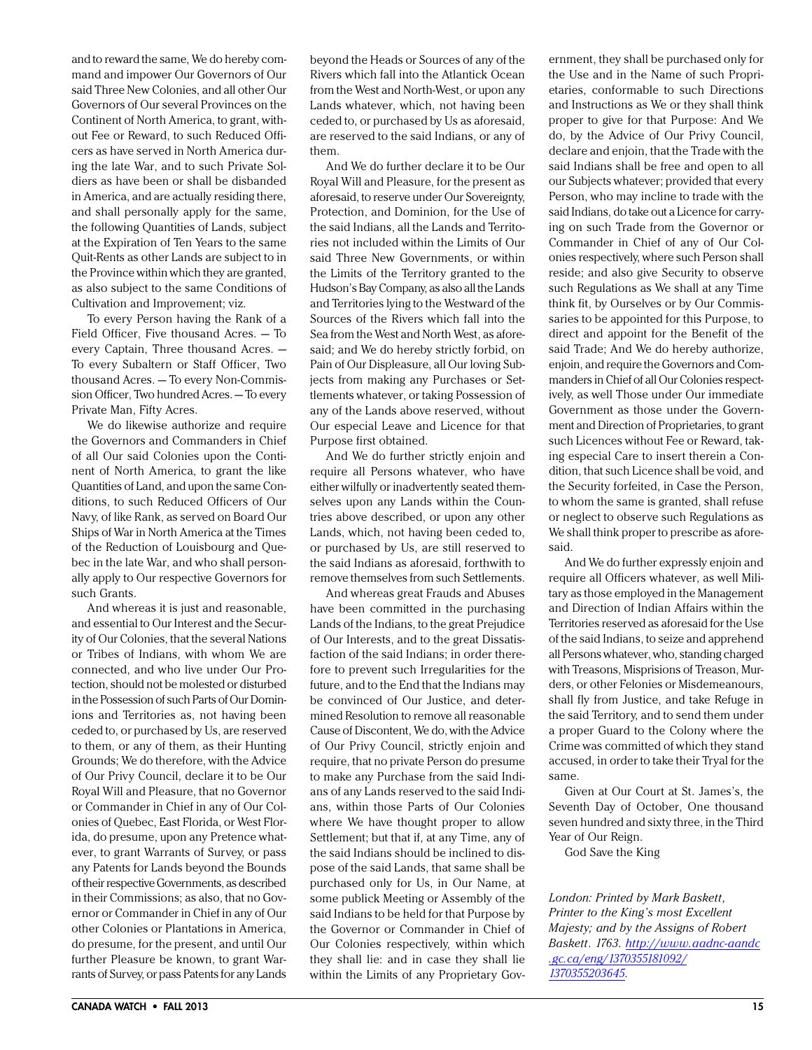and to reward the same, We do hereby command and impower Our Governors of Our said Three New Colonies, and all other Our Governors of Our several Provinces on the Continent of North America, to grant, without Fee or Reward, to such Reduced Officers as have served in North America during the late War, and to such Private Soldiers as have been or shall be disbanded in America, and are actually residing there, and shall personally apply for the same, the following Quantities of Lands, subject at the Expiration of Ten Years to the same Quit-Rents as other Lands are subject to in the Province within which they are granted, as also subject to the same Conditions of Cultivation and Improvement; viz.

To every Person having the Rank of a Field Officer, Five thousand Acres. — To every Captain, Three thousand Acres. — To every Subaltern or Staff Officer, Two thousand Acres. — To every Non-Commission Officer, Two hundred Acres. — To every Private Man, Fifty Acres.

We do likewise authorize and require the Governors and Commanders in Chief of all Our said Colonies upon the Continent of North America, to grant the like Quantities of Land, and upon the same Conditions, to such Reduced Officers of Our Navy, of like Rank, as served on Board Our Ships of War in North America at the Times of the Reduction of Louisbourg and Quebec in the late War, and who shall personally apply to Our respective Governors for such Grants.

And whereas it is just and reasonable, and essential to Our Interest and the Security of Our Colonies, that the several Nations or Tribes of Indians, with whom We are connected, and who live under Our Protection, should not be molested or disturbed in the Possession of such Parts of Our Dominions and Territories as, not having been ceded to, or purchased by Us, are reserved to them, or any of them, as their Hunting Grounds; We do therefore, with the Advice of Our Privy Council, declare it to be Our Royal Will and Pleasure, that no Governor or Commander in Chief in any of Our Colonies of Quebec, East Florida, or West Florida, do presume, upon any Pretence whatever, to grant Warrants of Survey, or pass any Patents for Lands beyond the Bounds of their respective Governments, as described in their Commissions; as also, that no Governor or Commander in Chief in any of Our other Colonies or Plantations in America, do presume, for the present, and until Our further Pleasure be known, to grant Warrants of Survey, or pass Patents for any Lands beyond the Heads or Sources of any of the Rivers which fall into the Atlantick Ocean from the West and North-West, or upon any Lands whatever, which, not having been ceded to, or purchased by Us as aforesaid, are reserved to the said Indians, or any of them.

And We do further declare it to be Our Royal Will and Pleasure, for the present as aforesaid, to reserve under Our Sovereignty, Protection, and Dominion, for the Use of the said Indians, all the Lands and Territories not included within the Limits of Our said Three New Governments, or within the Limits of the Territory granted to the Hudson's Bay Company, as also all the Lands and Territories lying to the Westward of the Sources of the Rivers which fall into the Sea from the West and North West, as aforesaid; and We do hereby strictly forbid, on Pain of Our Displeasure, all Our loving Subjects from making any Purchases or Settlements whatever, or taking Possession of any of the Lands above reserved, without Our especial Leave and Licence for that Purpose first obtained.

And We do further strictly enjoin and require all Persons whatever, who have either wilfully or inadvertently seated themselves upon any Lands within the Countries above described, or upon any other Lands, which, not having been ceded to, or purchased by Us, are still reserved to the said Indians as aforesaid, forthwith to remove themselves from such Settlements.

And whereas great Frauds and Abuses have been committed in the purchasing Lands of the Indians, to the great Prejudice of Our Interests, and to the great Dissatisfaction of the said Indians; in order therefore to prevent such Irregularities for the future, and to the End that the Indians may be convinced of Our Justice, and determined Resolution to remove all reasonable Cause of Discontent, We do, with the Advice of Our Privy Council, strictly enjoin and require, that no private Person do presume to make any Purchase from the said Indians of any Lands reserved to the said Indians, within those Parts of Our Colonies where We have thought proper to allow Settlement; but that if, at any Time, any of the said Indians should be inclined to dispose of the said Lands, that same shall be purchased only for Us, in Our Name, at some publick Meeting or Assembly of the said Indians to be held for that Purpose by the Governor or Commander in Chief of Our Colonies respectively, within which they shall lie: and in case they shall lie within the Limits of any Proprietary Government, they shall be purchased only for the Use and in the Name of such Proprietaries, conformable to such Directions and Instructions as We or they shall think proper to give for that Purpose: And We do, by the Advice of Our Privy Council, declare and enjoin, that the Trade with the said Indians shall be free and open to all our Subjects whatever; provided that every Person, who may incline to trade with the said Indians, do take out a Licence for carrying on such Trade from the Governor or Commander in Chief of any of Our Colonies respectively, where such Person shall reside; and also give Security to observe such Regulations as We shall at any Time think fit, by Ourselves or by Our Commissaries to be appointed for this Purpose, to direct and appoint for the Benefit of the said Trade; And We do hereby authorize, enjoin, and require the Governors and Commanders in Chief of all Our Colonies respectively, as well Those under Our immediate Government as those under the Government and Direction of Proprietaries, to grant such Licences without Fee or Reward, taking especial Care to insert therein a Condition, that such Licence shall be void, and the Security forfeited, in Case the Person, to whom the same is granted, shall refuse or neglect to observe such Regulations as We shall think proper to prescribe as aforesaid.

And We do further expressly enjoin and require all Officers whatever, as well Military as those employed in the Management and Direction of Indian Affairs within the Territories reserved as aforesaid for the Use of the said Indians, to seize and apprehend all Persons whatever, who, standing charged with Treasons, Misprisions of Treason, Murders, or other Felonies or Misdemeanours, shall fly from Justice, and take Refuge in the said Territory, and to send them under a proper Guard to the Colony where the Crime was committed of which they stand accused, in order to take their Tryal for the same.

Given at Our Court at St. James's, the Seventh Day of October, One thousand seven hundred and sixty three, in the Third Year of Our Reign.

God Save the King

*London: Printed by Mark Baskett, Printer to the King's most Excellent Majesty; and by the Assigns of Robert Baskett. 1763. http://www.aadnc-aandc.gc.ca/eng/1370355181092/1370355203645.*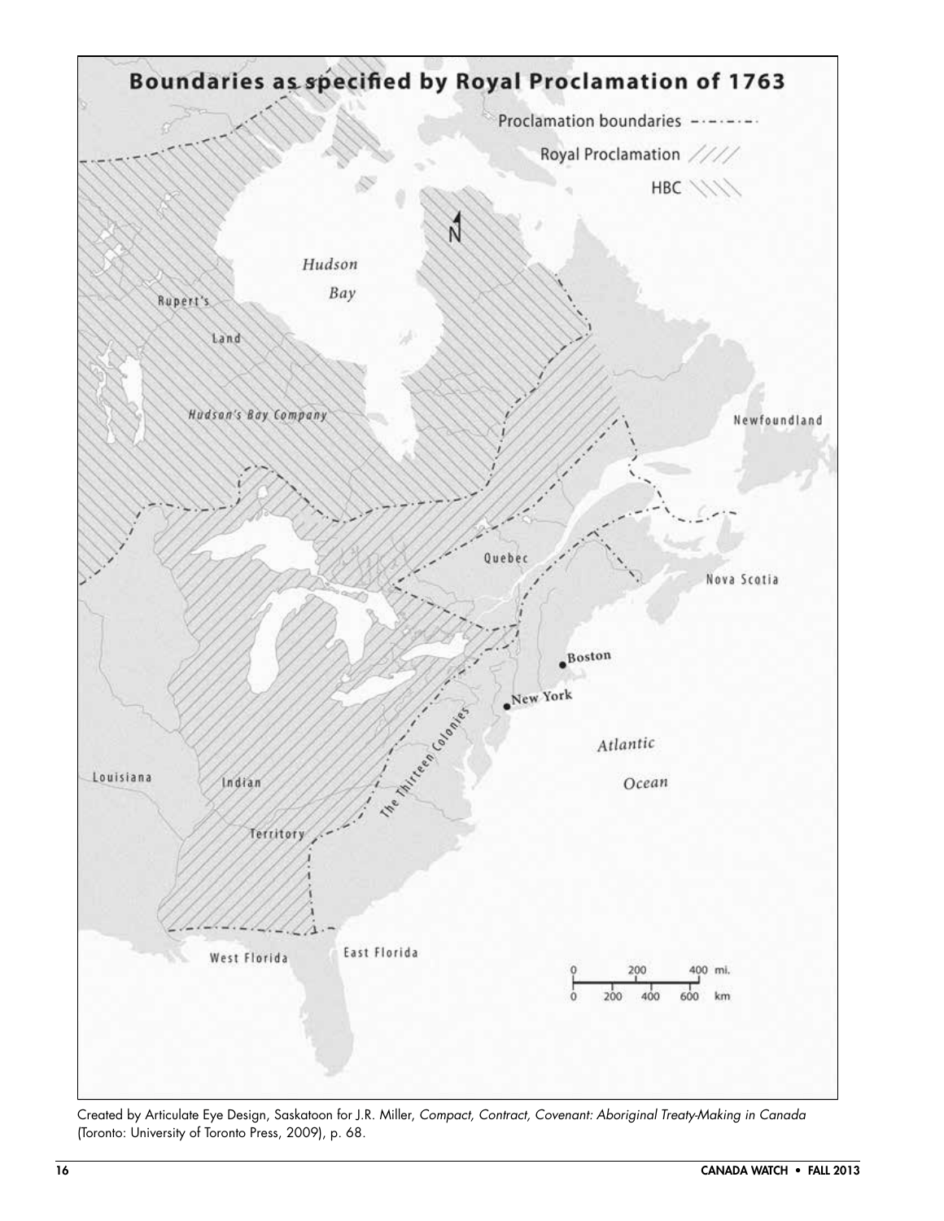## Boundaries as specified by Royal Proclamation of 1763

Proclamation boundaries

Royal Proclamation

HBC

Created by Articulate Eye Design, Saskatoon for J.R. Miller, *Compact, Contract, Covenant: Aboriginal Treaty-Making in Canada* (Toronto: University of Toronto Press, 2009), p. 68.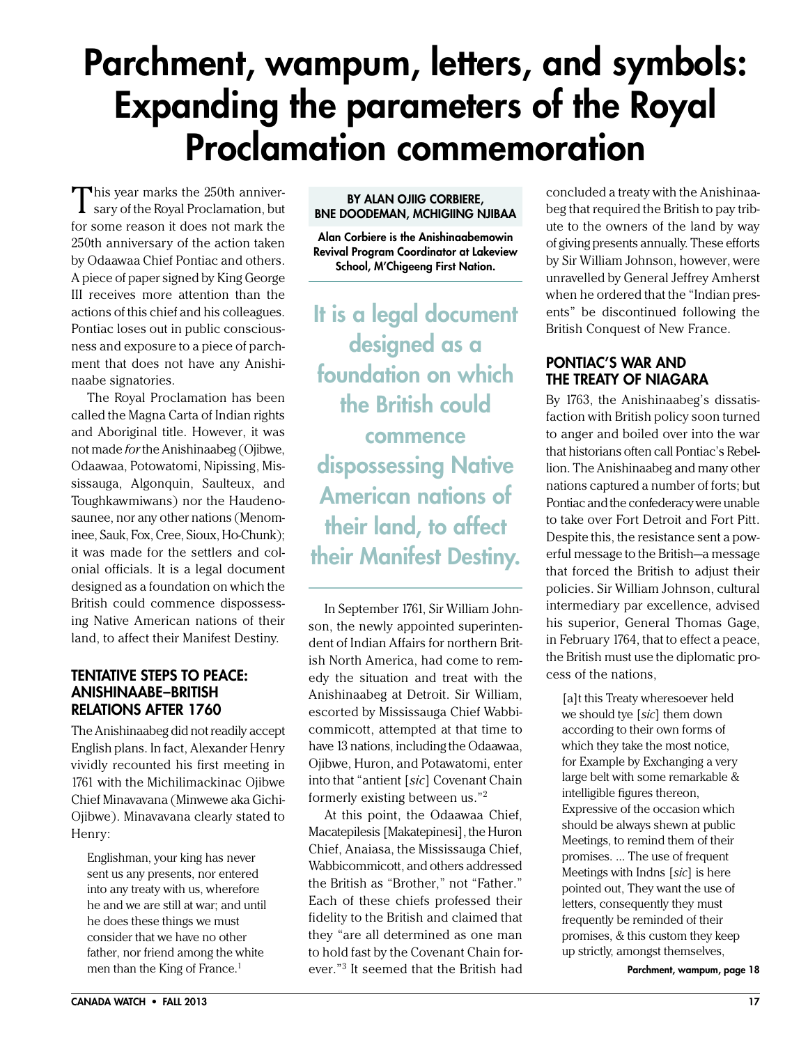# Parchment, wampum, letters, and symbols: Expanding the parameters of the Royal Proclamation commemoration

**BY ALAN OJIIG CORBIERE, BNE DOODEMAN, MCHIGIING NJIBAA**

**Alan Corbiere is the Anishinaabemowin Revival Program Coordinator at Lakeview School, M'Chigeeng First Nation.**

This year marks the 250th anniversary of the Royal Proclamation, but for some reason it does not mark the 250th anniversary of the action taken by Odaawaa Chief Pontiac and others. A piece of paper signed by King George III receives more attention than the actions of this chief and his colleagues. Pontiac loses out in public consciousness and exposure to a piece of parchment that does not have any Anishinaabe signatories.

The Royal Proclamation has been called the Magna Carta of Indian rights and Aboriginal title. However, it was not made *for* the Anishinaabeg (Ojibwe, Odaawaa, Potowatomi, Nipissing, Mississauga, Algonquin, Saulteux, and Toughkawmiwans) nor the Haudenosaunee, nor any other nations (Menominee, Sauk, Fox, Cree, Sioux, Ho-Chunk); it was made for the settlers and colonial officials. It is a legal document designed as a foundation on which the British could commence dispossessing Native American nations of their land, to affect their Manifest Destiny.

> It is a legal document designed as a foundation on which the British could commence dispossessing Native American nations of their land, to affect their Manifest Destiny.

## TENTATIVE STEPS TO PEACE: ANISHINAABE–BRITISH RELATIONS AFTER 1760

The Anishinaabeg did not readily accept English plans. In fact, Alexander Henry vividly recounted his first meeting in 1761 with the Michilimackinac Ojibwe Chief Minavavana (Minwewe aka Gichi-Ojibwe). Minavavana clearly stated to Henry:

> Englishman, your king has never sent us any presents, nor entered into any treaty with us, wherefore he and we are still at war; and until he does these things we must consider that we have no other father, nor friend among the white men than the King of France.[1]

In September 1761, Sir William Johnson, the newly appointed superintendent of Indian Affairs for northern British North America, had come to remedy the situation and treat with the Anishinaabeg at Detroit. Sir William, escorted by Mississauga Chief Wabbicommicott, attempted at that time to have 13 nations, including the Odaawaa, Ojibwe, Huron, and Potawatomi, enter into that "antient [*sic*] Covenant Chain formerly existing between us."[2]

At this point, the Odaawaa Chief, Macatepilesis [Makatepinesi], the Huron Chief, Anaiasa, the Mississauga Chief, Wabbicommicott, and others addressed the British as "Brother," not "Father." Each of these chiefs professed their fidelity to the British and claimed that they "are all determined as one man to hold fast by the Covenant Chain forever."[3] It seemed that the British had concluded a treaty with the Anishinaabeg that required the British to pay tribute to the owners of the land by way of giving presents annually. These efforts by Sir William Johnson, however, were unravelled by General Jeffrey Amherst when he ordered that the "Indian presents" be discontinued following the British Conquest of New France.

## PONTIAC'S WAR AND THE TREATY OF NIAGARA

By 1763, the Anishinaabeg's dissatisfaction with British policy soon turned to anger and boiled over into the war that historians often call Pontiac's Rebellion. The Anishinaabeg and many other nations captured a number of forts; but Pontiac and the confederacy were unable to take over Fort Detroit and Fort Pitt. Despite this, the resistance sent a powerful message to the British—a message that forced the British to adjust their policies. Sir William Johnson, cultural intermediary par excellence, advised his superior, General Thomas Gage, in February 1764, that to effect a peace, the British must use the diplomatic process of the nations,

> [a]t this Treaty wheresoever held we should tye [*sic*] them down according to their own forms of which they take the most notice, for Example by Exchanging a very large belt with some remarkable & intelligible figures thereon, Expressive of the occasion which should be always shewn at public Meetings, to remind them of their promises. ... The use of frequent Meetings with Indns [*sic*] is here pointed out, They want the use of letters, consequently they must frequently be reminded of their promises, & this custom they keep up strictly, amongst themselves,

**Parchment, wampum, page 18**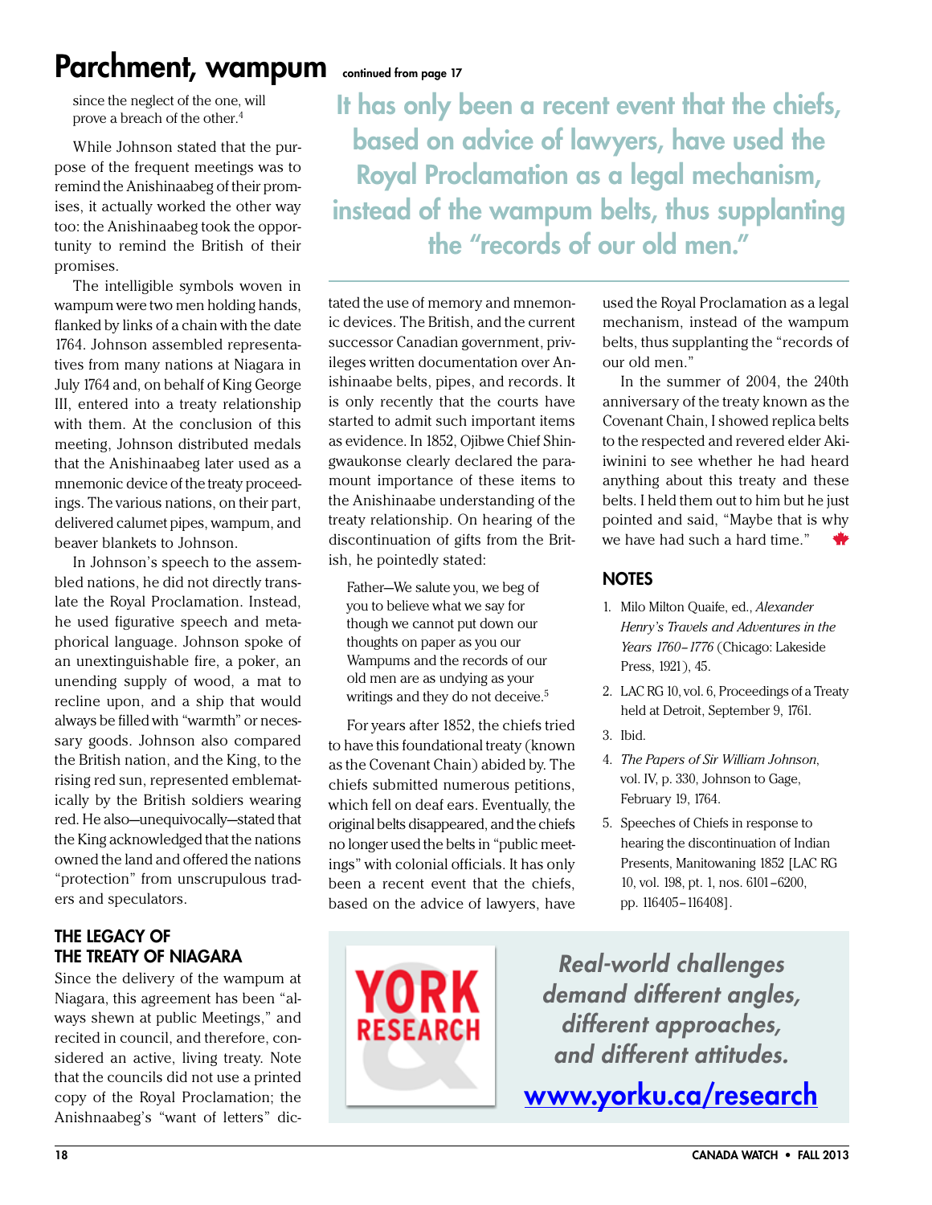# Parchment, wampum continued from page 17

since the neglect of the one, will prove a breach of the other.[4]

While Johnson stated that the purpose of the frequent meetings was to remind the Anishinaabeg of their promises, it actually worked the other way too: the Anishinaabeg took the opportunity to remind the British of their promises.

The intelligible symbols woven in wampum were two men holding hands, flanked by links of a chain with the date 1764. Johnson assembled representatives from many nations at Niagara in July 1764 and, on behalf of King George III, entered into a treaty relationship with them. At the conclusion of this meeting, Johnson distributed medals that the Anishinaabeg later used as a mnemonic device of the treaty proceedings. The various nations, on their part, delivered calumet pipes, wampum, and beaver blankets to Johnson.

In Johnson's speech to the assembled nations, he did not directly translate the Royal Proclamation. Instead, he used figurative speech and metaphorical language. Johnson spoke of an unextinguishable fire, a poker, an unending supply of wood, a mat to recline upon, and a ship that would always be filled with "warmth" or necessary goods. Johnson also compared the British nation, and the King, to the rising red sun, represented emblematically by the British soldiers wearing red. He also—unequivocally—stated that the King acknowledged that the nations owned the land and offered the nations "protection" from unscrupulous traders and speculators.

## THE LEGACY OF THE TREATY OF NIAGARA

Since the delivery of the wampum at Niagara, this agreement has been "always shewn at public Meetings," and recited in council, and therefore, considered an active, living treaty. Note that the councils did not use a printed copy of the Royal Proclamation; the Anishnaabeg's "want of letters" dictated the use of memory and mnemonic devices. The British, and the current successor Canadian government, privileges written documentation over Anishinaabe belts, pipes, and records. It is only recently that the courts have started to admit such important items as evidence. In 1852, Ojibwe Chief Shingwaukonse clearly declared the paramount importance of these items to the Anishinaabe understanding of the treaty relationship. On hearing of the discontinuation of gifts from the British, he pointedly stated:

> Father—We salute you, we beg of you to believe what we say for though we cannot put down our thoughts on paper as you our Wampums and the records of our old men are as undying as your writings and they do not deceive.[5]

For years after 1852, the chiefs tried to have this foundational treaty (known as the Covenant Chain) abided by. The chiefs submitted numerous petitions, which fell on deaf ears. Eventually, the original belts disappeared, and the chiefs no longer used the belts in "public meetings" with colonial officials. It has only been a recent event that the chiefs, based on the advice of lawyers, have used the Royal Proclamation as a legal mechanism, instead of the wampum belts, thus supplanting the "records of our old men."

> **It has only been a recent event that the chiefs, based on advice of lawyers, have used the Royal Proclamation as a legal mechanism, instead of the wampum belts, thus supplanting the "records of our old men."**

In the summer of 2004, the 240th anniversary of the treaty known as the Covenant Chain, I showed replica belts to the respected and revered elder Akiiwinini to see whether he had heard anything about this treaty and these belts. I held them out to him but he just pointed and said, "Maybe that is why we have had such a hard time."

## NOTES

1. Milo Milton Quaife, ed., *Alexander Henry's Travels and Adventures in the Years 1760–1776* (Chicago: Lakeside Press, 1921), 45.
2. LAC RG 10, vol. 6, Proceedings of a Treaty held at Detroit, September 9, 1761.
3. Ibid.
4. *The Papers of Sir William Johnson*, vol. IV, p. 330, Johnson to Gage, February 19, 1764.
5. Speeches of Chiefs in response to hearing the discontinuation of Indian Presents, Manitowaning 1852 [LAC RG 10, vol. 198, pt. 1, nos. 6101–6200, pp. 116405–116408].

YORK RESEARCH

*Real-world challenges demand different angles, different approaches, and different attitudes.*

www.yorku.ca/research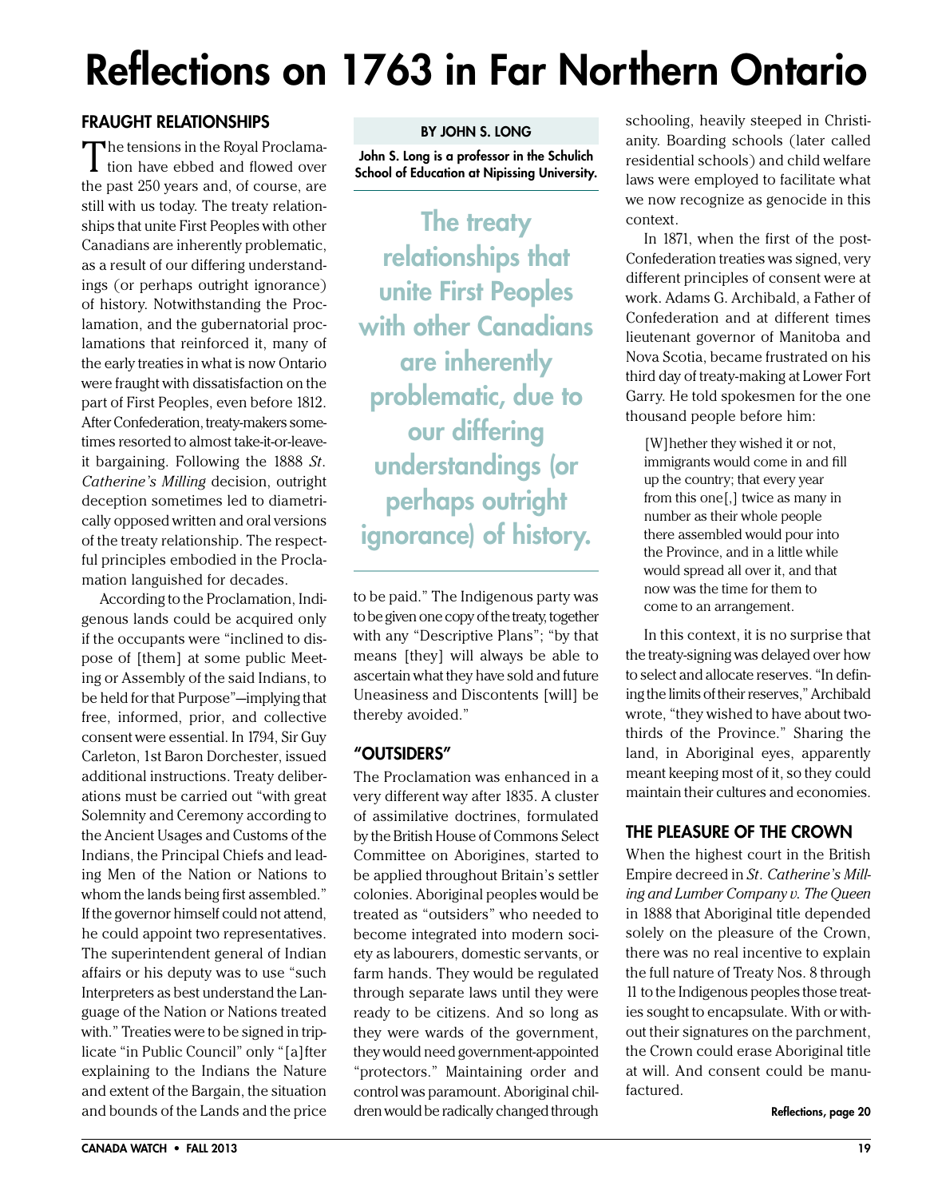# Reflections on 1763 in Far Northern Ontario

**BY JOHN S. LONG**

**John S. Long is a professor in the Schulich School of Education at Nipissing University.**

## FRAUGHT RELATIONSHIPS

The tensions in the Royal Proclamation have ebbed and flowed over the past 250 years and, of course, are still with us today. The treaty relationships that unite First Peoples with other Canadians are inherently problematic, as a result of our differing understandings (or perhaps outright ignorance) of history. Notwithstanding the Proclamation, and the gubernatorial proclamations that reinforced it, many of the early treaties in what is now Ontario were fraught with dissatisfaction on the part of First Peoples, even before 1812. After Confederation, treaty-makers sometimes resorted to almost take-it-or-leave-it bargaining. Following the 1888 *St. Catherine's Milling* decision, outright deception sometimes led to diametrically opposed written and oral versions of the treaty relationship. The respectful principles embodied in the Proclamation languished for decades.

According to the Proclamation, Indigenous lands could be acquired only if the occupants were "inclined to dispose of [them] at some public Meeting or Assembly of the said Indians, to be held for that Purpose"—implying that free, informed, prior, and collective consent were essential. In 1794, Sir Guy Carleton, 1st Baron Dorchester, issued additional instructions. Treaty deliberations must be carried out "with great Solemnity and Ceremony according to the Ancient Usages and Customs of the Indians, the Principal Chiefs and leading Men of the Nation or Nations to whom the lands being first assembled." If the governor himself could not attend, he could appoint two representatives. The superintendent general of Indian affairs or his deputy was to use "such Interpreters as best understand the Language of the Nation or Nations treated with." Treaties were to be signed in triplicate "in Public Council" only "[a]fter explaining to the Indians the Nature and extent of the Bargain, the situation and bounds of the Lands and the price to be paid." The Indigenous party was to be given one copy of the treaty, together with any "Descriptive Plans"; "by that means [they] will always be able to ascertain what they have sold and future Uneasiness and Discontents [will] be thereby avoided."

> The treaty relationships that unite First Peoples with other Canadians are inherently problematic, due to our differing understandings (or perhaps outright ignorance) of history.

## "OUTSIDERS"

The Proclamation was enhanced in a very different way after 1835. A cluster of assimilative doctrines, formulated by the British House of Commons Select Committee on Aborigines, started to be applied throughout Britain's settler colonies. Aboriginal peoples would be treated as "outsiders" who needed to become integrated into modern society as labourers, domestic servants, or farm hands. They would be regulated through separate laws until they were ready to be citizens. And so long as they were wards of the government, they would need government-appointed "protectors." Maintaining order and control was paramount. Aboriginal children would be radically changed through schooling, heavily steeped in Christianity. Boarding schools (later called residential schools) and child welfare laws were employed to facilitate what we now recognize as genocide in this context.

In 1871, when the first of the post-Confederation treaties was signed, very different principles of consent were at work. Adams G. Archibald, a Father of Confederation and at different times lieutenant governor of Manitoba and Nova Scotia, became frustrated on his third day of treaty-making at Lower Fort Garry. He told spokesmen for the one thousand people before him:

> [W]hether they wished it or not, immigrants would come in and fill up the country; that every year from this one[,] twice as many in number as their whole people there assembled would pour into the Province, and in a little while would spread all over it, and that now was the time for them to come to an arrangement.

In this context, it is no surprise that the treaty-signing was delayed over how to select and allocate reserves. "In defining the limits of their reserves," Archibald wrote, "they wished to have about two-thirds of the Province." Sharing the land, in Aboriginal eyes, apparently meant keeping most of it, so they could maintain their cultures and economies.

## THE PLEASURE OF THE CROWN

When the highest court in the British Empire decreed in *St. Catherine's Milling and Lumber Company v. The Queen* in 1888 that Aboriginal title depended solely on the pleasure of the Crown, there was no real incentive to explain the full nature of Treaty Nos. 8 through 11 to the Indigenous peoples those treaties sought to encapsulate. With or without their signatures on the parchment, the Crown could erase Aboriginal title at will. And consent could be manufactured.

**Reflections, page 20**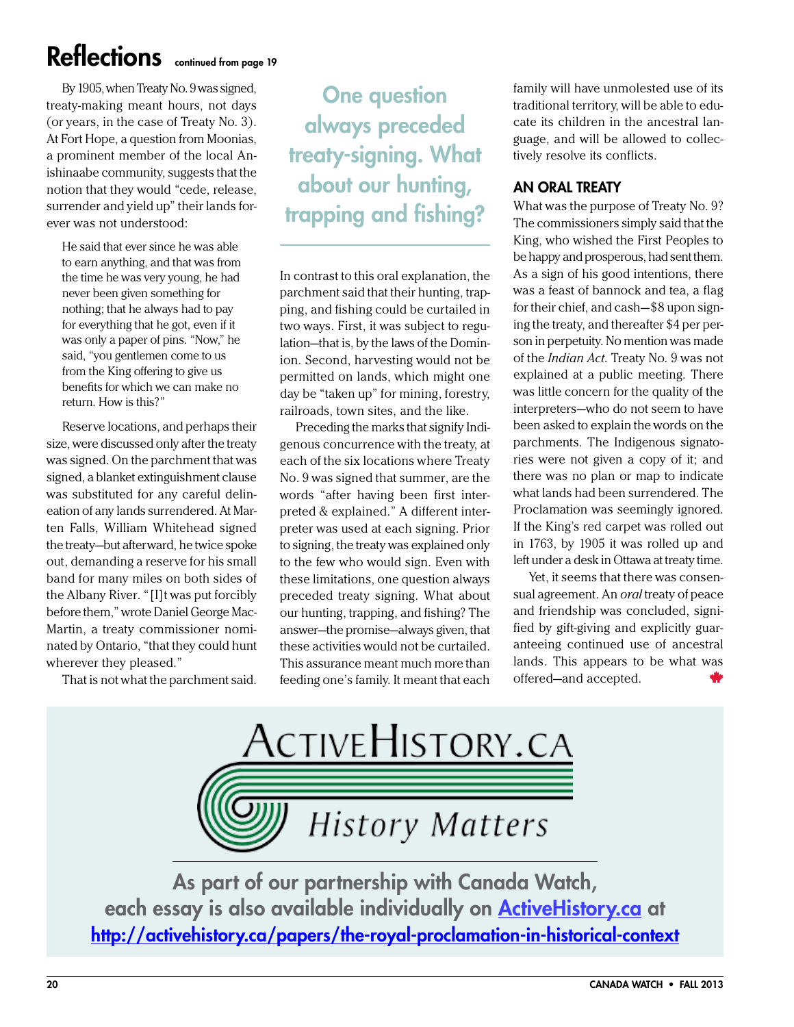# Reflections continued from page 19

By 1905, when Treaty No. 9 was signed, treaty-making meant hours, not days (or years, in the case of Treaty No. 3). At Fort Hope, a question from Moonias, a prominent member of the local Anishinaabe community, suggests that the notion that they would "cede, release, surrender and yield up" their lands forever was not understood:

> He said that ever since he was able to earn anything, and that was from the time he was very young, he had never been given something for nothing; that he always had to pay for everything that he got, even if it was only a paper of pins. "Now," he said, "you gentlemen come to us from the King offering to give us benefits for which we can make no return. How is this?"

Reserve locations, and perhaps their size, were discussed only after the treaty was signed. On the parchment that was signed, a blanket extinguishment clause was substituted for any careful delineation of any lands surrendered. At Marten Falls, William Whitehead signed the treaty—but afterward, he twice spoke out, demanding a reserve for his small band for many miles on both sides of the Albany River. "[I]t was put forcibly before them," wrote Daniel George MacMartin, a treaty commissioner nominated by Ontario, "that they could hunt wherever they pleased."

That is not what the parchment said.

**One question always preceded treaty-signing. What about our hunting, trapping and fishing?**

In contrast to this oral explanation, the parchment said that their hunting, trapping, and fishing could be curtailed in two ways. First, it was subject to regulation—that is, by the laws of the Dominion. Second, harvesting would not be permitted on lands, which might one day be "taken up" for mining, forestry, railroads, town sites, and the like.

Preceding the marks that signify Indigenous concurrence with the treaty, at each of the six locations where Treaty No. 9 was signed that summer, are the words "after having been first interpreted & explained." A different interpreter was used at each signing. Prior to signing, the treaty was explained only to the few who would sign. Even with these limitations, one question always preceded treaty signing. What about our hunting, trapping, and fishing? The answer—the promise—always given, that these activities would not be curtailed. This assurance meant much more than feeding one's family. It meant that each family will have unmolested use of its traditional territory, will be able to educate its children in the ancestral language, and will be allowed to collectively resolve its conflicts.

## AN ORAL TREATY

What was the purpose of Treaty No. 9? The commissioners simply said that the King, who wished the First Peoples to be happy and prosperous, had sent them. As a sign of his good intentions, there was a feast of bannock and tea, a flag for their chief, and cash—$8 upon signing the treaty, and thereafter $4 per person in perpetuity. No mention was made of the *Indian Act*. Treaty No. 9 was not explained at a public meeting. There was little concern for the quality of the interpreters—who do not seem to have been asked to explain the words on the parchments. The Indigenous signatories were not given a copy of it; and there was no plan or map to indicate what lands had been surrendered. The Proclamation was seemingly ignored. If the King's red carpet was rolled out in 1763, by 1905 it was rolled up and left under a desk in Ottawa at treaty time.

Yet, it seems that there was consensual agreement. An *oral* treaty of peace and friendship was concluded, signified by gift-giving and explicitly guaranteeing continued use of ancestral lands. This appears to be what was offered—and accepted.

ACTIVEHISTORY.CA
History Matters

**As part of our partnership with Canada Watch, each essay is also available individually on [ActiveHistory.ca](http://activehistory.ca) at [http://activehistory.ca/papers/the-royal-proclamation-in-historical-context](http://activehistory.ca/papers/the-royal-proclamation-in-historical-context)**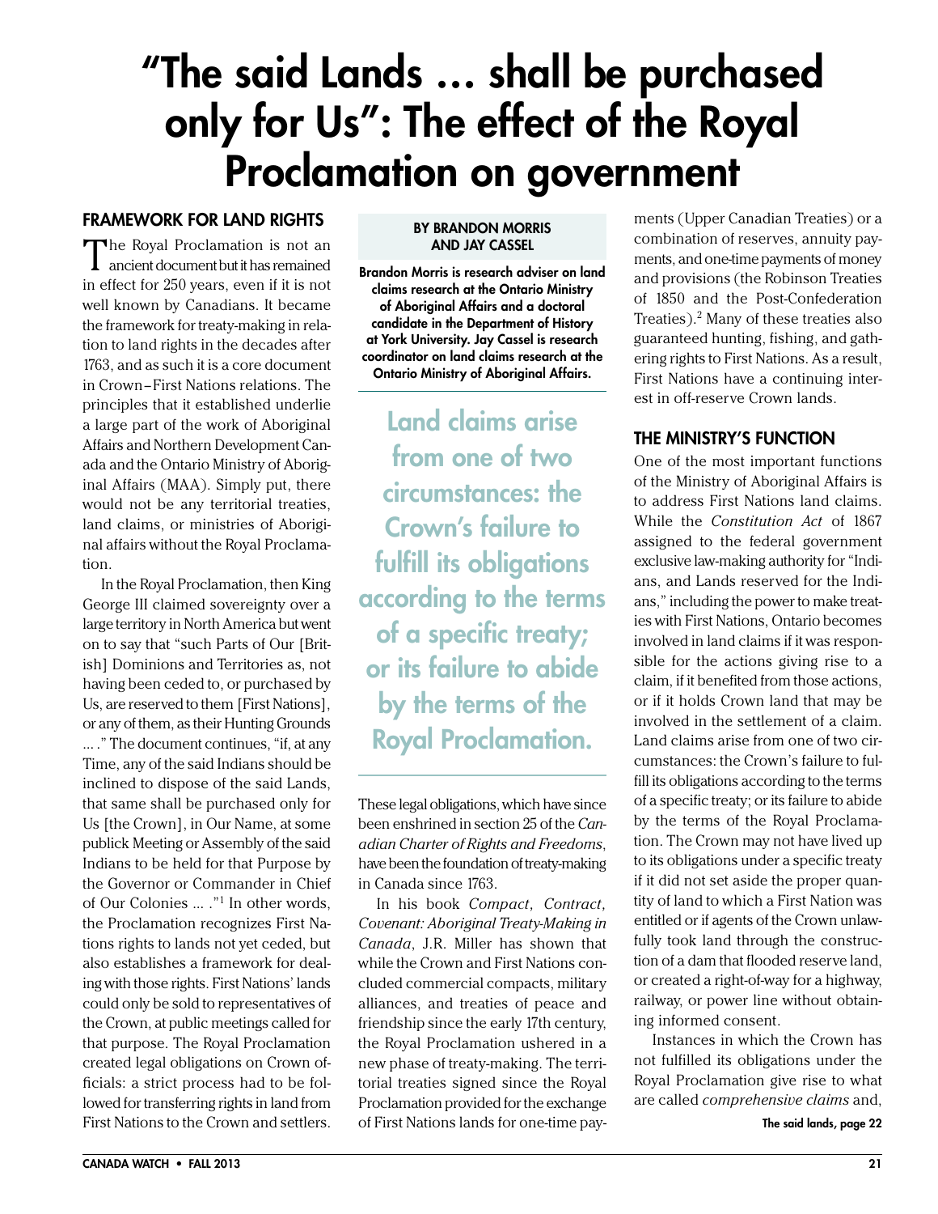# "The said Lands … shall be purchased only for Us": The effect of the Royal Proclamation on government

**BY BRANDON MORRIS AND JAY CASSEL**

**Brandon Morris is research adviser on land claims research at the Ontario Ministry of Aboriginal Affairs and a doctoral candidate in the Department of History at York University. Jay Cassel is research coordinator on land claims research at the Ontario Ministry of Aboriginal Affairs.**

## FRAMEWORK FOR LAND RIGHTS

The Royal Proclamation is not an ancient document but it has remained in effect for 250 years, even if it is not well known by Canadians. It became the framework for treaty-making in relation to land rights in the decades after 1763, and as such it is a core document in Crown–First Nations relations. The principles that it established underlie a large part of the work of Aboriginal Affairs and Northern Development Canada and the Ontario Ministry of Aboriginal Affairs (MAA). Simply put, there would not be any territorial treaties, land claims, or ministries of Aboriginal affairs without the Royal Proclamation.

In the Royal Proclamation, then King George III claimed sovereignty over a large territory in North America but went on to say that "such Parts of Our [British] Dominions and Territories as, not having been ceded to, or purchased by Us, are reserved to them [First Nations], or any of them, as their Hunting Grounds … ." The document continues, "if, at any Time, any of the said Indians should be inclined to dispose of the said Lands, that same shall be purchased only for Us [the Crown], in Our Name, at some publick Meeting or Assembly of the said Indians to be held for that Purpose by the Governor or Commander in Chief of Our Colonies … ."[1] In other words, the Proclamation recognizes First Nations rights to lands not yet ceded, but also establishes a framework for dealing with those rights. First Nations' lands could only be sold to representatives of the Crown, at public meetings called for that purpose. The Royal Proclamation created legal obligations on Crown officials: a strict process had to be followed for transferring rights in land from First Nations to the Crown and settlers.

> Land claims arise from one of two circumstances: the Crown's failure to fulfill its obligations according to the terms of a specific treaty; or its failure to abide by the terms of the Royal Proclamation.

These legal obligations, which have since been enshrined in section 25 of the *Canadian Charter of Rights and Freedoms*, have been the foundation of treaty-making in Canada since 1763.

In his book *Compact, Contract, Covenant: Aboriginal Treaty-Making in Canada*, J.R. Miller has shown that while the Crown and First Nations concluded commercial compacts, military alliances, and treaties of peace and friendship since the early 17th century, the Royal Proclamation ushered in a new phase of treaty-making. The territorial treaties signed since the Royal Proclamation provided for the exchange of First Nations lands for one-time payments (Upper Canadian Treaties) or a combination of reserves, annuity payments, and one-time payments of money and provisions (the Robinson Treaties of 1850 and the Post-Confederation Treaties).[2] Many of these treaties also guaranteed hunting, fishing, and gathering rights to First Nations. As a result, First Nations have a continuing interest in off-reserve Crown lands.

## THE MINISTRY'S FUNCTION

One of the most important functions of the Ministry of Aboriginal Affairs is to address First Nations land claims. While the *Constitution Act* of 1867 assigned to the federal government exclusive law-making authority for "Indians, and Lands reserved for the Indians," including the power to make treaties with First Nations, Ontario becomes involved in land claims if it was responsible for the actions giving rise to a claim, if it benefited from those actions, or if it holds Crown land that may be involved in the settlement of a claim. Land claims arise from one of two circumstances: the Crown's failure to fulfill its obligations according to the terms of a specific treaty; or its failure to abide by the terms of the Royal Proclamation. The Crown may not have lived up to its obligations under a specific treaty if it did not set aside the proper quantity of land to which a First Nation was entitled or if agents of the Crown unlawfully took land through the construction of a dam that flooded reserve land, or created a right-of-way for a highway, railway, or power line without obtaining informed consent.

Instances in which the Crown has not fulfilled its obligations under the Royal Proclamation give rise to what are called *comprehensive claims* and,

**The said lands, page 22**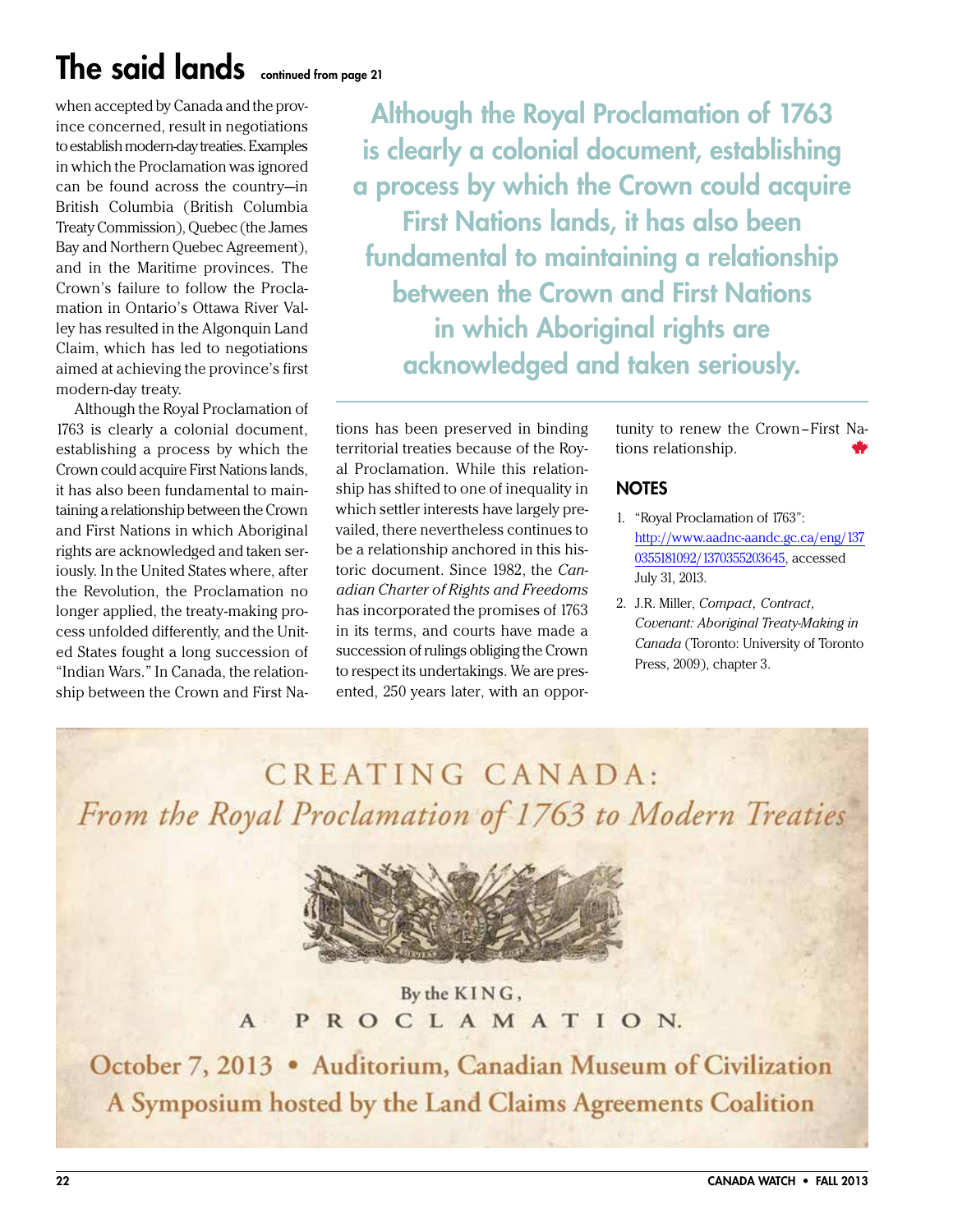# The said lands continued from page 21

when accepted by Canada and the province concerned, result in negotiations to establish modern-day treaties. Examples in which the Proclamation was ignored can be found across the country—in British Columbia (British Columbia Treaty Commission), Quebec (the James Bay and Northern Quebec Agreement), and in the Maritime provinces. The Crown's failure to follow the Proclamation in Ontario's Ottawa River Valley has resulted in the Algonquin Land Claim, which has led to negotiations aimed at achieving the province's first modern-day treaty.

Although the Royal Proclamation of 1763 is clearly a colonial document, establishing a process by which the Crown could acquire First Nations lands, it has also been fundamental to maintaining a relationship between the Crown and First Nations in which Aboriginal rights are acknowledged and taken seriously. In the United States where, after the Revolution, the Proclamation no longer applied, the treaty-making process unfolded differently, and the United States fought a long succession of "Indian Wars." In Canada, the relationship between the Crown and First Nations has been preserved in binding territorial treaties because of the Royal Proclamation. While this relationship has shifted to one of inequality in which settler interests have largely prevailed, there nevertheless continues to be a relationship anchored in this historic document. Since 1982, the *Canadian Charter of Rights and Freedoms* has incorporated the promises of 1763 in its terms, and courts have made a succession of rulings obliging the Crown to respect its undertakings. We are presented, 250 years later, with an opportunity to renew the Crown–First Nations relationship.

**Although the Royal Proclamation of 1763 is clearly a colonial document, establishing a process by which the Crown could acquire First Nations lands, it has also been fundamental to maintaining a relationship between the Crown and First Nations in which Aboriginal rights are acknowledged and taken seriously.**

## NOTES

1. "Royal Proclamation of 1763": http://www.aadnc-aandc.gc.ca/eng/1370355181092/1370355203645, accessed July 31, 2013.
2. J.R. Miller, *Compact, Contract, Covenant: Aboriginal Treaty-Making in Canada* (Toronto: University of Toronto Press, 2009), chapter 3.

CREATING CANADA:
*From the Royal Proclamation of 1763 to Modern Treaties*

By the KING,
A PROCLAMATION.

October 7, 2013 • Auditorium, Canadian Museum of Civilization
A Symposium hosted by the Land Claims Agreements Coalition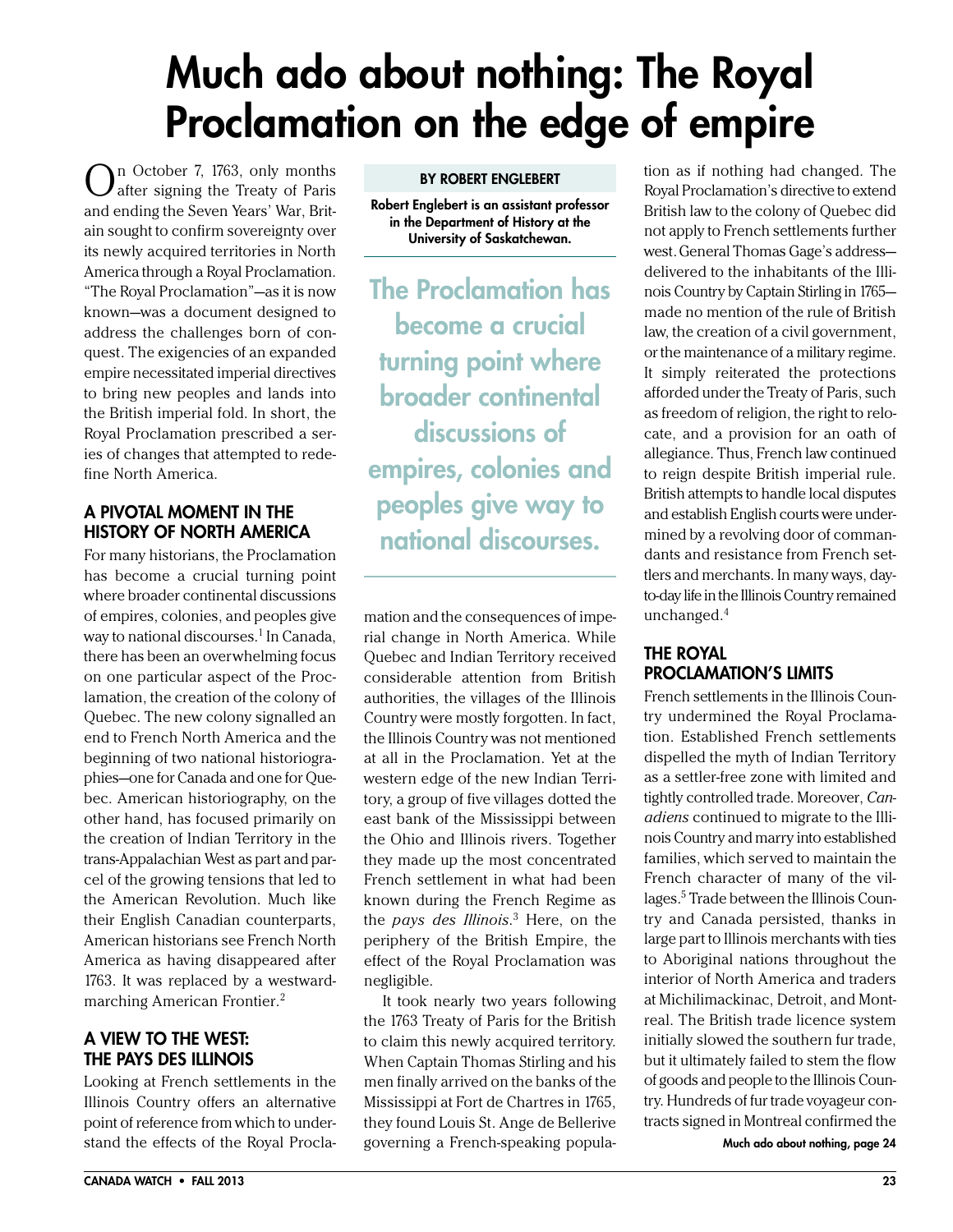# Much ado about nothing: The Royal Proclamation on the edge of empire

**BY ROBERT ENGLEBERT**

**Robert Englebert is an assistant professor in the Department of History at the University of Saskatchewan.**

On October 7, 1763, only months after signing the Treaty of Paris and ending the Seven Years' War, Britain sought to confirm sovereignty over its newly acquired territories in North America through a Royal Proclamation. "The Royal Proclamation"—as it is now known—was a document designed to address the challenges born of conquest. The exigencies of an expanded empire necessitated imperial directives to bring new peoples and lands into the British imperial fold. In short, the Royal Proclamation prescribed a series of changes that attempted to redefine North America.

## A PIVOTAL MOMENT IN THE HISTORY OF NORTH AMERICA

For many historians, the Proclamation has become a crucial turning point where broader continental discussions of empires, colonies, and peoples give way to national discourses.[1] In Canada, there has been an overwhelming focus on one particular aspect of the Proclamation, the creation of the colony of Quebec. The new colony signalled an end to French North America and the beginning of two national historiographies—one for Canada and one for Quebec. American historiography, on the other hand, has focused primarily on the creation of Indian Territory in the trans-Appalachian West as part and parcel of the growing tensions that led to the American Revolution. Much like their English Canadian counterparts, American historians see French North America as having disappeared after 1763. It was replaced by a westward-marching American Frontier.[2]

> The Proclamation has become a crucial turning point where broader continental discussions of empires, colonies and peoples give way to national discourses.

## A VIEW TO THE WEST: THE PAYS DES ILLINOIS

Looking at French settlements in the Illinois Country offers an alternative point of reference from which to understand the effects of the Royal Proclamation and the consequences of imperial change in North America. While Quebec and Indian Territory received considerable attention from British authorities, the villages of the Illinois Country were mostly forgotten. In fact, the Illinois Country was not mentioned at all in the Proclamation. Yet at the western edge of the new Indian Territory, a group of five villages dotted the east bank of the Mississippi between the Ohio and Illinois rivers. Together they made up the most concentrated French settlement in what had been known during the French Regime as the *pays des Illinois*.[3] Here, on the periphery of the British Empire, the effect of the Royal Proclamation was negligible.

It took nearly two years following the 1763 Treaty of Paris for the British to claim this newly acquired territory. When Captain Thomas Stirling and his men finally arrived on the banks of the Mississippi at Fort de Chartres in 1765, they found Louis St. Ange de Bellerive governing a French-speaking population as if nothing had changed. The Royal Proclamation's directive to extend British law to the colony of Quebec did not apply to French settlements further west. General Thomas Gage's address—delivered to the inhabitants of the Illinois Country by Captain Stirling in 1765—made no mention of the rule of British law, the creation of a civil government, or the maintenance of a military regime. It simply reiterated the protections afforded under the Treaty of Paris, such as freedom of religion, the right to relocate, and a provision for an oath of allegiance. Thus, French law continued to reign despite British imperial rule. British attempts to handle local disputes and establish English courts were undermined by a revolving door of commandants and resistance from French settlers and merchants. In many ways, day-to-day life in the Illinois Country remained unchanged.[4]

## THE ROYAL PROCLAMATION'S LIMITS

French settlements in the Illinois Country undermined the Royal Proclamation. Established French settlements dispelled the myth of Indian Territory as a settler-free zone with limited and tightly controlled trade. Moreover, *Canadiens* continued to migrate to the Illinois Country and marry into established families, which served to maintain the French character of many of the villages.[5] Trade between the Illinois Country and Canada persisted, thanks in large part to Illinois merchants with ties to Aboriginal nations throughout the interior of North America and traders at Michilimackinac, Detroit, and Montreal. The British trade licence system initially slowed the southern fur trade, but it ultimately failed to stem the flow of goods and people to the Illinois Country. Hundreds of fur trade voyageur contracts signed in Montreal confirmed the

Much ado about nothing, page 24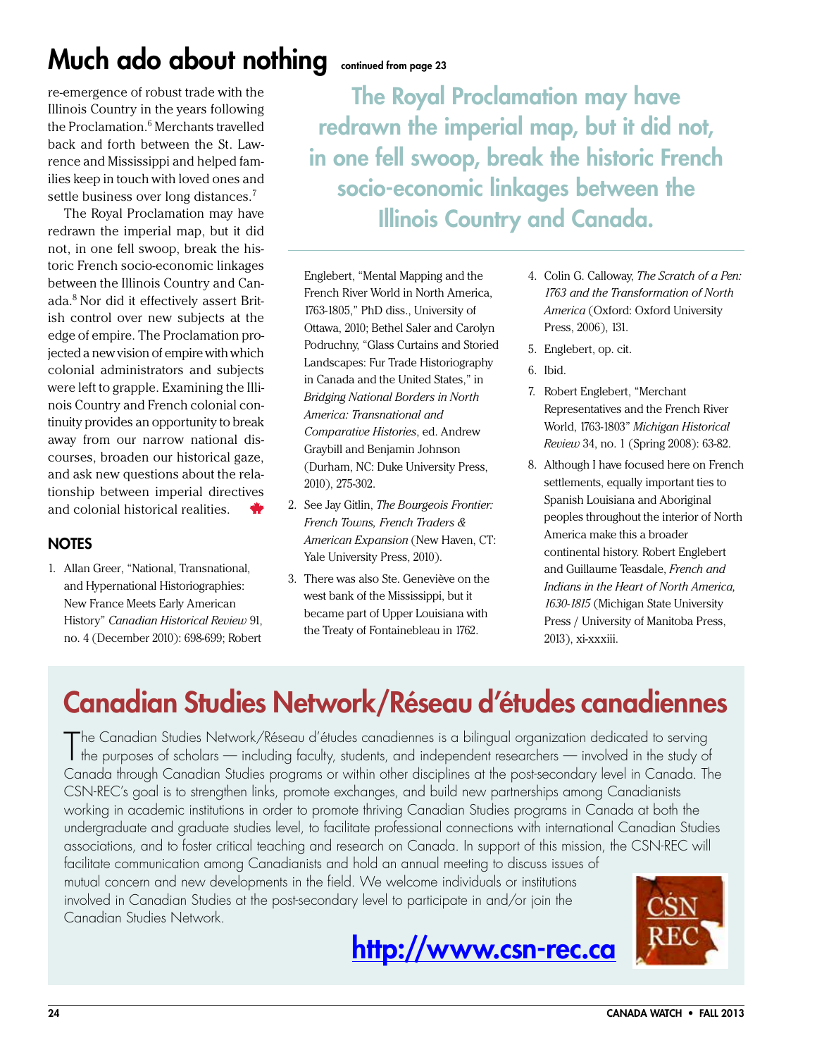# Much ado about nothing

continued from page 23

re-emergence of robust trade with the Illinois Country in the years following the Proclamation.[6] Merchants travelled back and forth between the St. Lawrence and Mississippi and helped families keep in touch with loved ones and settle business over long distances.[7]

The Royal Proclamation may have redrawn the imperial map, but it did not, in one fell swoop, break the historic French socio-economic linkages between the Illinois Country and Canada.[8] Nor did it effectively assert British control over new subjects at the edge of empire. The Proclamation projected a new vision of empire with which colonial administrators and subjects were left to grapple. Examining the Illinois Country and French colonial continuity provides an opportunity to break away from our narrow national discourses, broaden our historical gaze, and ask new questions about the relationship between imperial directives and colonial historical realities.

> The Royal Proclamation may have redrawn the imperial map, but it did not, in one fell swoop, break the historic French socio-economic linkages between the Illinois Country and Canada.

## NOTES

1. Allan Greer, "National, Transnational, and Hypernational Historiographies: New France Meets Early American History" *Canadian Historical Review* 91, no. 4 (December 2010): 698-699; Robert Englebert, "Mental Mapping and the French River World in North America, 1763-1805," PhD diss., University of Ottawa, 2010; Bethel Saler and Carolyn Podruchny, "Glass Curtains and Storied Landscapes: Fur Trade Historiography in Canada and the United States," in *Bridging National Borders in North America: Transnational and Comparative Histories*, ed. Andrew Graybill and Benjamin Johnson (Durham, NC: Duke University Press, 2010), 275-302.
2. See Jay Gitlin, *The Bourgeois Frontier: French Towns, French Traders & American Expansion* (New Haven, CT: Yale University Press, 2010).
3. There was also Ste. Geneviève on the west bank of the Mississippi, but it became part of Upper Louisiana with the Treaty of Fontainebleau in 1762.
4. Colin G. Calloway, *The Scratch of a Pen: 1763 and the Transformation of North America* (Oxford: Oxford University Press, 2006), 131.
5. Englebert, op. cit.
6. Ibid.
7. Robert Englebert, "Merchant Representatives and the French River World, 1763-1803" *Michigan Historical Review* 34, no. 1 (Spring 2008): 63-82.
8. Although I have focused here on French settlements, equally important ties to Spanish Louisiana and Aboriginal peoples throughout the interior of North America make this a broader continental history. Robert Englebert and Guillaume Teasdale, *French and Indians in the Heart of North America, 1630-1815* (Michigan State University Press / University of Manitoba Press, 2013), xi-xxxiii.

# Canadian Studies Network/Réseau d'études canadiennes

The Canadian Studies Network/Réseau d'études canadiennes is a bilingual organization dedicated to serving the purposes of scholars — including faculty, students, and independent researchers — involved in the study of Canada through Canadian Studies programs or within other disciplines at the post-secondary level in Canada. The CSN-REC's goal is to strengthen links, promote exchanges, and build new partnerships among Canadianists working in academic institutions in order to promote thriving Canadian Studies programs in Canada at both the undergraduate and graduate studies level, to facilitate professional connections with international Canadian Studies associations, and to foster critical teaching and research on Canada. In support of this mission, the CSN-REC will facilitate communication among Canadianists and hold an annual meeting to discuss issues of mutual concern and new developments in the field. We welcome individuals or institutions involved in Canadian Studies at the post-secondary level to participate in and/or join the Canadian Studies Network.

**http://www.csn-rec.ca**

CSN REC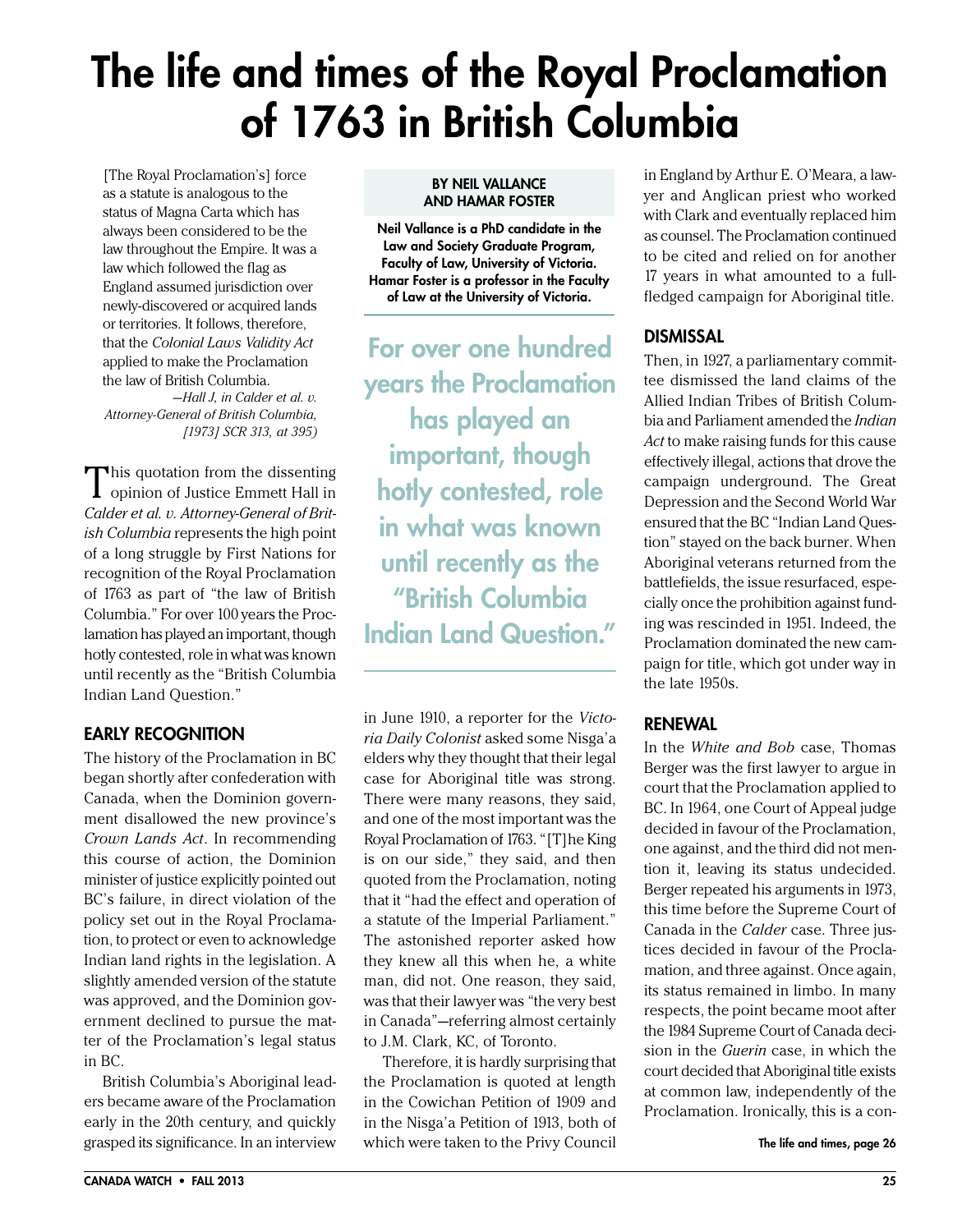# The life and times of the Royal Proclamation of 1763 in British Columbia

> [The Royal Proclamation's] force as a statute is analogous to the status of Magna Carta which has always been considered to be the law throughout the Empire. It was a law which followed the flag as England assumed jurisdiction over newly-discovered or acquired lands or territories. It follows, therefore, that the *Colonial Laws Validity Act* applied to make the Proclamation the law of British Columbia.
>
> —*Hall J, in Calder et al. v. Attorney-General of British Columbia, [1973] SCR 313, at 395)*

**BY NEIL VALLANCE AND HAMAR FOSTER**

**Neil Vallance is a PhD candidate in the Law and Society Graduate Program, Faculty of Law, University of Victoria. Hamar Foster is a professor in the Faculty of Law at the University of Victoria.**

This quotation from the dissenting opinion of Justice Emmett Hall in *Calder et al. v. Attorney-General of British Columbia* represents the high point of a long struggle by First Nations for recognition of the Royal Proclamation of 1763 as part of "the law of British Columbia." For over 100 years the Proclamation has played an important, though hotly contested, role in what was known until recently as the "British Columbia Indian Land Question."

## EARLY RECOGNITION

The history of the Proclamation in BC began shortly after confederation with Canada, when the Dominion government disallowed the new province's *Crown Lands Act*. In recommending this course of action, the Dominion minister of justice explicitly pointed out BC's failure, in direct violation of the policy set out in the Royal Proclamation, to protect or even to acknowledge Indian land rights in the legislation. A slightly amended version of the statute was approved, and the Dominion government declined to pursue the matter of the Proclamation's legal status in BC.

British Columbia's Aboriginal leaders became aware of the Proclamation early in the 20th century, and quickly grasped its significance. In an interview in June 1910, a reporter for the *Victoria Daily Colonist* asked some Nisga'a elders why they thought that their legal case for Aboriginal title was strong. There were many reasons, they said, and one of the most important was the Royal Proclamation of 1763. "[T]he King is on our side," they said, and then quoted from the Proclamation, noting that it "had the effect and operation of a statute of the Imperial Parliament." The astonished reporter asked how they knew all this when he, a white man, did not. One reason, they said, was that their lawyer was "the very best in Canada"—referring almost certainly to J.M. Clark, KC, of Toronto.

**For over one hundred years the Proclamation has played an important, though hotly contested, role in what was known until recently as the "British Columbia Indian Land Question."**

Therefore, it is hardly surprising that the Proclamation is quoted at length in the Cowichan Petition of 1909 and in the Nisga'a Petition of 1913, both of which were taken to the Privy Council in England by Arthur E. O'Meara, a lawyer and Anglican priest who worked with Clark and eventually replaced him as counsel. The Proclamation continued to be cited and relied on for another 17 years in what amounted to a full-fledged campaign for Aboriginal title.

## DISMISSAL

Then, in 1927, a parliamentary committee dismissed the land claims of the Allied Indian Tribes of British Columbia and Parliament amended the *Indian Act* to make raising funds for this cause effectively illegal, actions that drove the campaign underground. The Great Depression and the Second World War ensured that the BC "Indian Land Question" stayed on the back burner. When Aboriginal veterans returned from the battlefields, the issue resurfaced, especially once the prohibition against funding was rescinded in 1951. Indeed, the Proclamation dominated the new campaign for title, which got under way in the late 1950s.

## RENEWAL

In the *White and Bob* case, Thomas Berger was the first lawyer to argue in court that the Proclamation applied to BC. In 1964, one Court of Appeal judge decided in favour of the Proclamation, one against, and the third did not mention it, leaving its status undecided. Berger repeated his arguments in 1973, this time before the Supreme Court of Canada in the *Calder* case. Three justices decided in favour of the Proclamation, and three against. Once again, its status remained in limbo. In many respects, the point became moot after the 1984 Supreme Court of Canada decision in the *Guerin* case, in which the court decided that Aboriginal title exists at common law, independently of the Proclamation. Ironically, this is a con-

The life and times, page 26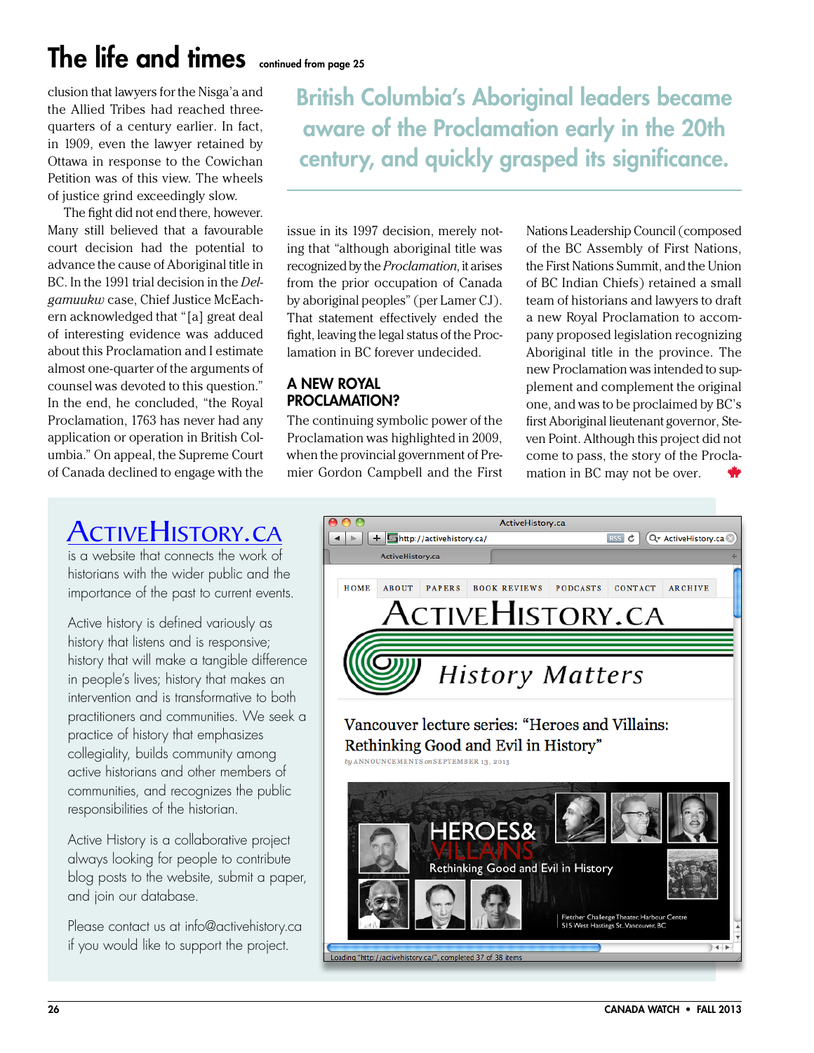# The life and times continued from page 25

clusion that lawyers for the Nisga'a and the Allied Tribes had reached three-quarters of a century earlier. In fact, in 1909, even the lawyer retained by Ottawa in response to the Cowichan Petition was of this view. The wheels of justice grind exceedingly slow.

The fight did not end there, however. Many still believed that a favourable court decision had the potential to advance the cause of Aboriginal title in BC. In the 1991 trial decision in the *Delgamuukw* case, Chief Justice McEachern acknowledged that "[a] great deal of interesting evidence was adduced about this Proclamation and I estimate almost one-quarter of the arguments of counsel was devoted to this question." In the end, he concluded, "the Royal Proclamation, 1763 has never had any application or operation in British Columbia." On appeal, the Supreme Court of Canada declined to engage with the issue in its 1997 decision, merely noting that "although aboriginal title was recognized by the *Proclamation*, it arises from the prior occupation of Canada by aboriginal peoples" (per Lamer CJ). That statement effectively ended the fight, leaving the legal status of the Proclamation in BC forever undecided.

> British Columbia's Aboriginal leaders became aware of the Proclamation early in the 20th century, and quickly grasped its significance.

## A NEW ROYAL PROCLAMATION?

The continuing symbolic power of the Proclamation was highlighted in 2009, when the provincial government of Premier Gordon Campbell and the First Nations Leadership Council (composed of the BC Assembly of First Nations, the First Nations Summit, and the Union of BC Indian Chiefs) retained a small team of historians and lawyers to draft a new Royal Proclamation to accompany proposed legislation recognizing Aboriginal title in the province. The new Proclamation was intended to supplement and complement the original one, and was to be proclaimed by BC's first Aboriginal lieutenant governor, Steven Point. Although this project did not come to pass, the story of the Proclamation in BC may not be over.

---

## ActiveHistory.ca

is a website that connects the work of historians with the wider public and the importance of the past to current events.

Active history is defined variously as history that listens and is responsive; history that will make a tangible difference in people's lives; history that makes an intervention and is transformative to both practitioners and communities. We seek a practice of history that emphasizes collegiality, builds community among active historians and other members of communities, and recognizes the public responsibilities of the historian.

Active History is a collaborative project always looking for people to contribute blog posts to the website, submit a paper, and join our database.

Please contact us at info@activehistory.ca if you would like to support the project.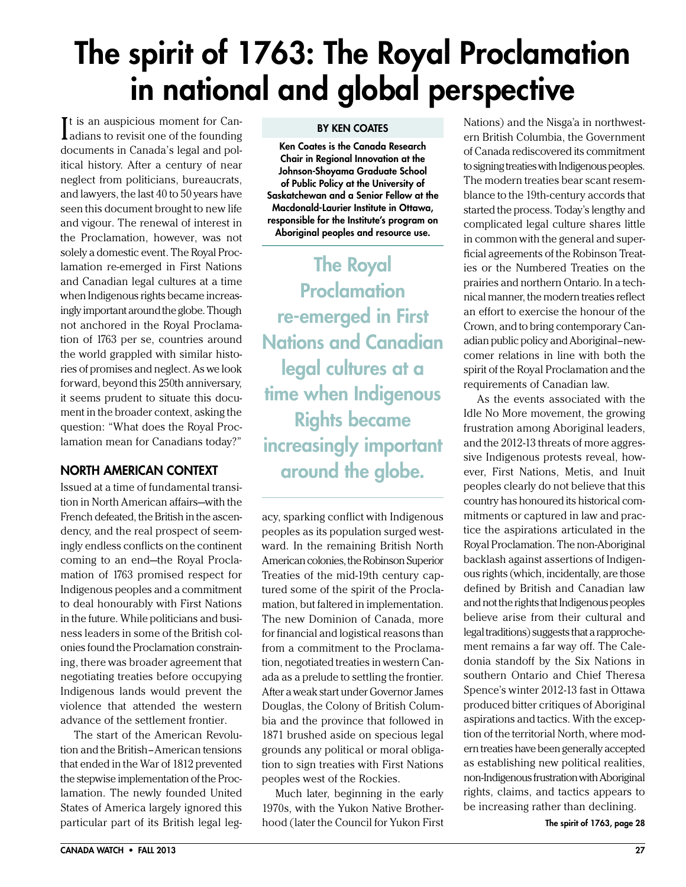# The spirit of 1763: The Royal Proclamation in national and global perspective

**BY KEN COATES**

**Ken Coates is the Canada Research Chair in Regional Innovation at the Johnson-Shoyama Graduate School of Public Policy at the University of Saskatchewan and a Senior Fellow at the Macdonald-Laurier Institute in Ottawa, responsible for the Institute's program on Aboriginal peoples and resource use.**

It is an auspicious moment for Canadians to revisit one of the founding documents in Canada's legal and political history. After a century of near neglect from politicians, bureaucrats, and lawyers, the last 40 to 50 years have seen this document brought to new life and vigour. The renewal of interest in the Proclamation, however, was not solely a domestic event. The Royal Proclamation re-emerged in First Nations and Canadian legal cultures at a time when Indigenous rights became increasingly important around the globe. Though not anchored in the Royal Proclamation of 1763 per se, countries around the world grappled with similar histories of promises and neglect. As we look forward, beyond this 250th anniversary, it seems prudent to situate this document in the broader context, asking the question: "What does the Royal Proclamation mean for Canadians today?"

> The Royal Proclamation re-emerged in First Nations and Canadian legal cultures at a time when Indigenous Rights became increasingly important around the globe.

## NORTH AMERICAN CONTEXT

Issued at a time of fundamental transition in North American affairs—with the French defeated, the British in the ascendency, and the real prospect of seemingly endless conflicts on the continent coming to an end—the Royal Proclamation of 1763 promised respect for Indigenous peoples and a commitment to deal honourably with First Nations in the future. While politicians and business leaders in some of the British colonies found the Proclamation constraining, there was broader agreement that negotiating treaties before occupying Indigenous lands would prevent the violence that attended the western advance of the settlement frontier.

The start of the American Revolution and the British–American tensions that ended in the War of 1812 prevented the stepwise implementation of the Proclamation. The newly founded United States of America largely ignored this particular part of its British legal legacy, sparking conflict with Indigenous peoples as its population surged westward. In the remaining British North American colonies, the Robinson Superior Treaties of the mid-19th century captured some of the spirit of the Proclamation, but faltered in implementation. The new Dominion of Canada, more for financial and logistical reasons than from a commitment to the Proclamation, negotiated treaties in western Canada as a prelude to settling the frontier. After a weak start under Governor James Douglas, the Colony of British Columbia and the province that followed in 1871 brushed aside on specious legal grounds any political or moral obligation to sign treaties with First Nations peoples west of the Rockies.

Much later, beginning in the early 1970s, with the Yukon Native Brotherhood (later the Council for Yukon First Nations) and the Nisga'a in northwestern British Columbia, the Government of Canada rediscovered its commitment to signing treaties with Indigenous peoples. The modern treaties bear scant resemblance to the 19th-century accords that started the process. Today's lengthy and complicated legal culture shares little in common with the general and superficial agreements of the Robinson Treaties or the Numbered Treaties on the prairies and northern Ontario. In a technical manner, the modern treaties reflect an effort to exercise the honour of the Crown, and to bring contemporary Canadian public policy and Aboriginal–newcomer relations in line with both the spirit of the Royal Proclamation and the requirements of Canadian law.

As the events associated with the Idle No More movement, the growing frustration among Aboriginal leaders, and the 2012-13 threats of more aggressive Indigenous protests reveal, however, First Nations, Metis, and Inuit peoples clearly do not believe that this country has honoured its historical commitments or captured in law and practice the aspirations articulated in the Royal Proclamation. The non-Aboriginal backlash against assertions of Indigenous rights (which, incidentally, are those defined by British and Canadian law and not the rights that Indigenous peoples believe arise from their cultural and legal traditions) suggests that a rapprochement remains a far way off. The Caledonia standoff by the Six Nations in southern Ontario and Chief Theresa Spence's winter 2012-13 fast in Ottawa produced bitter critiques of Aboriginal aspirations and tactics. With the exception of the territorial North, where modern treaties have been generally accepted as establishing new political realities, non-Indigenous frustration with Aboriginal rights, claims, and tactics appears to be increasing rather than declining.

**The spirit of 1763, page 28**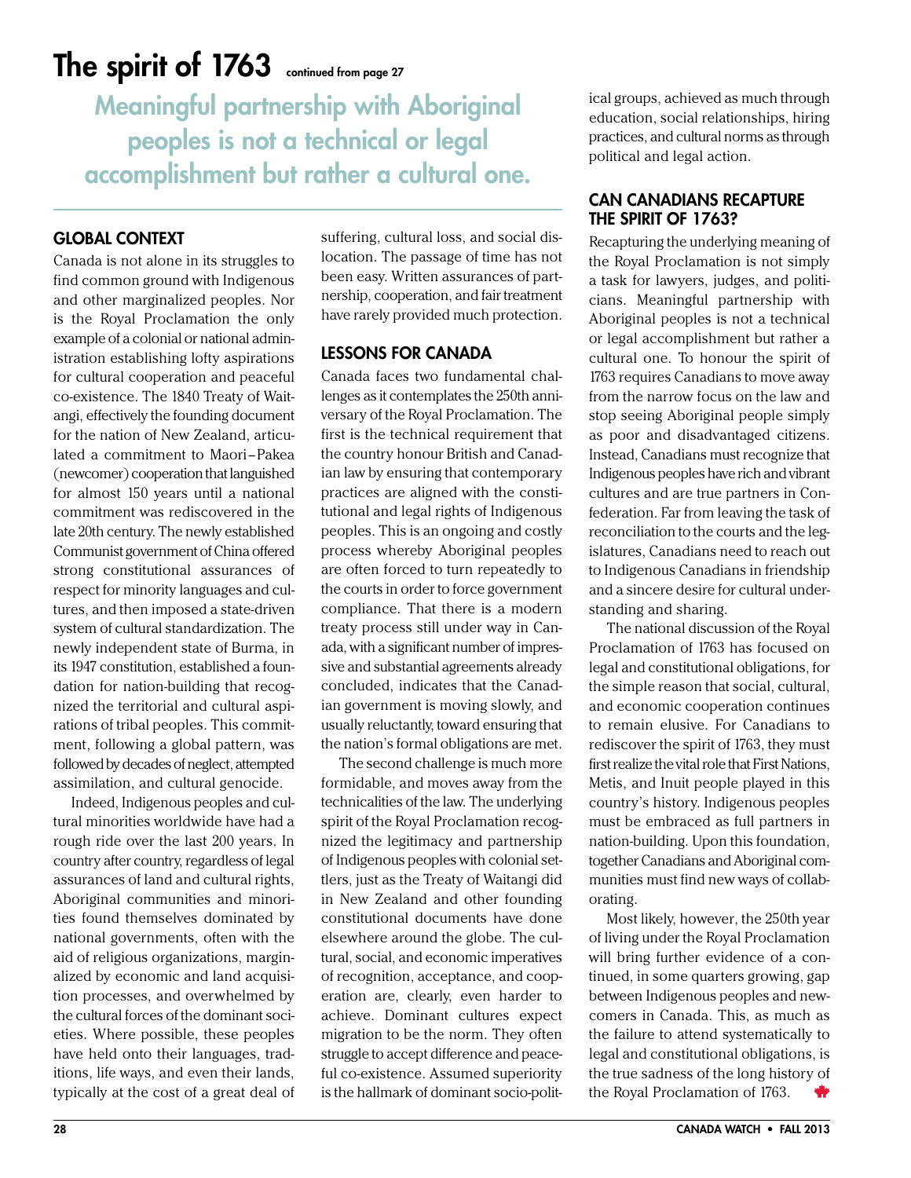# The spirit of 1763 continued from page 27

**Meaningful partnership with Aboriginal peoples is not a technical or legal accomplishment but rather a cultural one.**

## GLOBAL CONTEXT

Canada is not alone in its struggles to find common ground with Indigenous and other marginalized peoples. Nor is the Royal Proclamation the only example of a colonial or national administration establishing lofty aspirations for cultural cooperation and peaceful co-existence. The 1840 Treaty of Waitangi, effectively the founding document for the nation of New Zealand, articulated a commitment to Maori–Pakea (newcomer) cooperation that languished for almost 150 years until a national commitment was rediscovered in the late 20th century. The newly established Communist government of China offered strong constitutional assurances of respect for minority languages and cultures, and then imposed a state-driven system of cultural standardization. The newly independent state of Burma, in its 1947 constitution, established a foundation for nation-building that recognized the territorial and cultural aspirations of tribal peoples. This commitment, following a global pattern, was followed by decades of neglect, attempted assimilation, and cultural genocide.

Indeed, Indigenous peoples and cultural minorities worldwide have had a rough ride over the last 200 years. In country after country, regardless of legal assurances of land and cultural rights, Aboriginal communities and minorities found themselves dominated by national governments, often with the aid of religious organizations, marginalized by economic and land acquisition processes, and overwhelmed by the cultural forces of the dominant societies. Where possible, these peoples have held onto their languages, traditions, life ways, and even their lands, typically at the cost of a great deal of suffering, cultural loss, and social dislocation. The passage of time has not been easy. Written assurances of partnership, cooperation, and fair treatment have rarely provided much protection.

## LESSONS FOR CANADA

Canada faces two fundamental challenges as it contemplates the 250th anniversary of the Royal Proclamation. The first is the technical requirement that the country honour British and Canadian law by ensuring that contemporary practices are aligned with the constitutional and legal rights of Indigenous peoples. This is an ongoing and costly process whereby Aboriginal peoples are often forced to turn repeatedly to the courts in order to force government compliance. That there is a modern treaty process still under way in Canada, with a significant number of impressive and substantial agreements already concluded, indicates that the Canadian government is moving slowly, and usually reluctantly, toward ensuring that the nation's formal obligations are met.

The second challenge is much more formidable, and moves away from the technicalities of the law. The underlying spirit of the Royal Proclamation recognized the legitimacy and partnership of Indigenous peoples with colonial settlers, just as the Treaty of Waitangi did in New Zealand and other founding constitutional documents have done elsewhere around the globe. The cultural, social, and economic imperatives of recognition, acceptance, and cooperation are, clearly, even harder to achieve. Dominant cultures expect migration to be the norm. They often struggle to accept difference and peaceful co-existence. Assumed superiority is the hallmark of dominant socio-political groups, achieved as much through education, social relationships, hiring practices, and cultural norms as through political and legal action.

## CAN CANADIANS RECAPTURE THE SPIRIT OF 1763?

Recapturing the underlying meaning of the Royal Proclamation is not simply a task for lawyers, judges, and politicians. Meaningful partnership with Aboriginal peoples is not a technical or legal accomplishment but rather a cultural one. To honour the spirit of 1763 requires Canadians to move away from the narrow focus on the law and stop seeing Aboriginal people simply as poor and disadvantaged citizens. Instead, Canadians must recognize that Indigenous peoples have rich and vibrant cultures and are true partners in Confederation. Far from leaving the task of reconciliation to the courts and the legislatures, Canadians need to reach out to Indigenous Canadians in friendship and a sincere desire for cultural understanding and sharing.

The national discussion of the Royal Proclamation of 1763 has focused on legal and constitutional obligations, for the simple reason that social, cultural, and economic cooperation continues to remain elusive. For Canadians to rediscover the spirit of 1763, they must first realize the vital role that First Nations, Metis, and Inuit people played in this country's history. Indigenous peoples must be embraced as full partners in nation-building. Upon this foundation, together Canadians and Aboriginal communities must find new ways of collaborating.

Most likely, however, the 250th year of living under the Royal Proclamation will bring further evidence of a continued, in some quarters growing, gap between Indigenous peoples and newcomers in Canada. This, as much as the failure to attend systematically to legal and constitutional obligations, is the true sadness of the long history of the Royal Proclamation of 1763.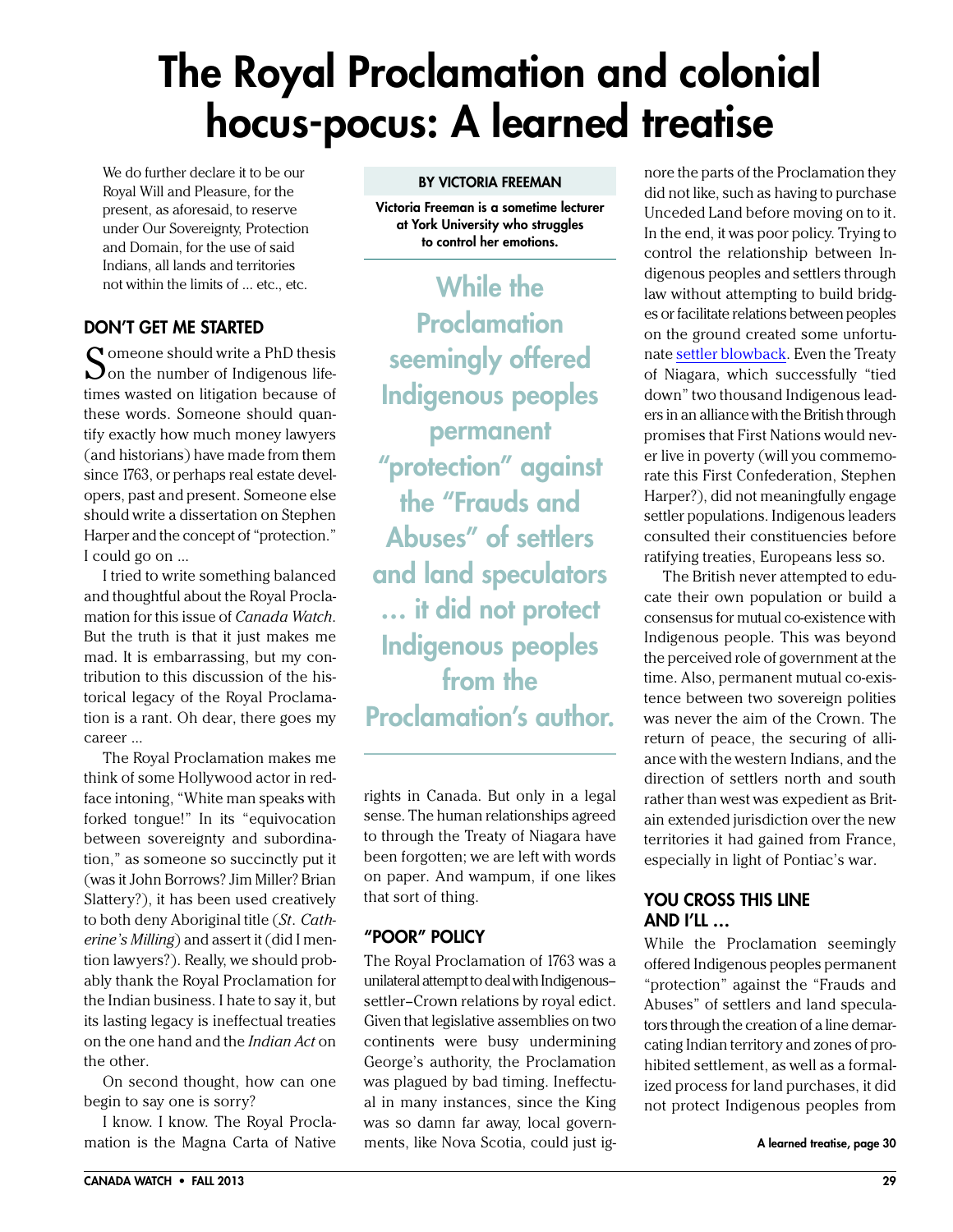# The Royal Proclamation and colonial hocus-pocus: A learned treatise

We do further declare it to be our Royal Will and Pleasure, for the present, as aforesaid, to reserve under Our Sovereignty, Protection and Domain, for the use of said Indians, all lands and territories not within the limits of ... etc., etc.

**BY VICTORIA FREEMAN**

**Victoria Freeman is a sometime lecturer at York University who struggles to control her emotions.**

## DON'T GET ME STARTED

Someone should write a PhD thesis on the number of Indigenous lifetimes wasted on litigation because of these words. Someone should quantify exactly how much money lawyers (and historians) have made from them since 1763, or perhaps real estate developers, past and present. Someone else should write a dissertation on Stephen Harper and the concept of "protection." I could go on ...

I tried to write something balanced and thoughtful about the Royal Proclamation for this issue of *Canada Watch*. But the truth is that it just makes me mad. It is embarrassing, but my contribution to this discussion of the historical legacy of the Royal Proclamation is a rant. Oh dear, there goes my career ...

The Royal Proclamation makes me think of some Hollywood actor in redface intoning, "White man speaks with forked tongue!" In its "equivocation between sovereignty and subordination," as someone so succinctly put it (was it John Borrows? Jim Miller? Brian Slattery?), it has been used creatively to both deny Aboriginal title (*St. Catherine's Milling*) and assert it (did I mention lawyers?). Really, we should probably thank the Royal Proclamation for the Indian business. I hate to say it, but its lasting legacy is ineffectual treaties on the one hand and the *Indian Act* on the other.

On second thought, how can one begin to say one is sorry?

I know. I know. The Royal Proclamation is the Magna Carta of Native rights in Canada. But only in a legal sense. The human relationships agreed to through the Treaty of Niagara have been forgotten; we are left with words on paper. And wampum, if one likes that sort of thing.

> **While the Proclamation seemingly offered Indigenous peoples permanent "protection" against the "Frauds and Abuses" of settlers and land speculators ... it did not protect Indigenous peoples from the Proclamation's author.**

## "POOR" POLICY

The Royal Proclamation of 1763 was a unilateral attempt to deal with Indigenous–settler–Crown relations by royal edict. Given that legislative assemblies on two continents were busy undermining George's authority, the Proclamation was plagued by bad timing. Ineffectual in many instances, since the King was so damn far away, local governments, like Nova Scotia, could just ignore the parts of the Proclamation they did not like, such as having to purchase Unceded Land before moving on to it. In the end, it was poor policy. Trying to control the relationship between Indigenous peoples and settlers through law without attempting to build bridges or facilitate relations between peoples on the ground created some unfortunate [settler blowback](). Even the Treaty of Niagara, which successfully "tied down" two thousand Indigenous leaders in an alliance with the British through promises that First Nations would never live in poverty (will you commemorate this First Confederation, Stephen Harper?), did not meaningfully engage settler populations. Indigenous leaders consulted their constituencies before ratifying treaties, Europeans less so.

The British never attempted to educate their own population or build a consensus for mutual co-existence with Indigenous people. This was beyond the perceived role of government at the time. Also, permanent mutual co-existence between two sovereign polities was never the aim of the Crown. The return of peace, the securing of alliance with the western Indians, and the direction of settlers north and south rather than west was expedient as Britain extended jurisdiction over the new territories it had gained from France, especially in light of Pontiac's war.

## YOU CROSS THIS LINE AND I'LL ...

While the Proclamation seemingly offered Indigenous peoples permanent "protection" against the "Frauds and Abuses" of settlers and land speculators through the creation of a line demarcating Indian territory and zones of prohibited settlement, as well as a formalized process for land purchases, it did not protect Indigenous peoples from

A learned treatise, page 30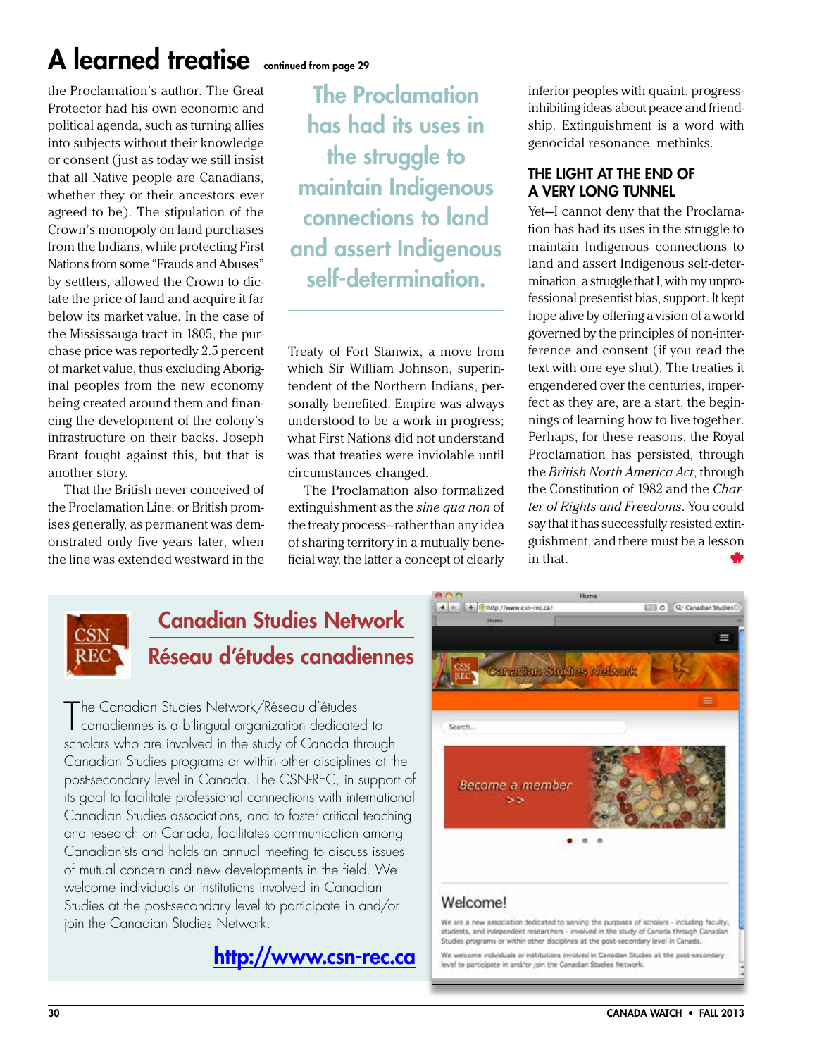# A learned treatise continued from page 29

the Proclamation's author. The Great Protector had his own economic and political agenda, such as turning allies into subjects without their knowledge or consent (just as today we still insist that all Native people are Canadians, whether they or their ancestors ever agreed to be). The stipulation of the Crown's monopoly on land purchases from the Indians, while protecting First Nations from some "Frauds and Abuses" by settlers, allowed the Crown to dictate the price of land and acquire it far below its market value. In the case of the Mississauga tract in 1805, the purchase price was reportedly 2.5 percent of market value, thus excluding Aboriginal peoples from the new economy being created around them and financing the development of the colony's infrastructure on their backs. Joseph Brant fought against this, but that is another story.

That the British never conceived of the Proclamation Line, or British promises generally, as permanent was demonstrated only five years later, when the line was extended westward in the Treaty of Fort Stanwix, a move from which Sir William Johnson, superintendent of the Northern Indians, personally benefited. Empire was always understood to be a work in progress; what First Nations did not understand was that treaties were inviolable until circumstances changed.

> The Proclamation has had its uses in the struggle to maintain Indigenous connections to land and assert Indigenous self-determination.

The Proclamation also formalized extinguishment as the *sine qua non* of the treaty process—rather than any idea of sharing territory in a mutually beneficial way, the latter a concept of clearly inferior peoples with quaint, progress-inhibiting ideas about peace and friendship. Extinguishment is a word with genocidal resonance, methinks.

## THE LIGHT AT THE END OF A VERY LONG TUNNEL

Yet—I cannot deny that the Proclamation has had its uses in the struggle to maintain Indigenous connections to land and assert Indigenous self-determination, a struggle that I, with my unprofessional presentist bias, support. It kept hope alive by offering a vision of a world governed by the principles of non-interference and consent (if you read the text with one eye shut). The treaties it engendered over the centuries, imperfect as they are, are a start, the beginnings of learning how to live together. Perhaps, for these reasons, the Royal Proclamation has persisted, through the *British North America Act*, through the Constitution of 1982 and the *Charter of Rights and Freedoms*. You could say that it has successfully resisted extinguishment, and there must be a lesson in that.

---

## Canadian Studies Network
## Réseau d'études canadiennes

The Canadian Studies Network/Réseau d'études canadiennes is a bilingual organization dedicated to scholars who are involved in the study of Canada through Canadian Studies programs or within other disciplines at the post-secondary level in Canada. The CSN-REC, in support of its goal to facilitate professional connections with international Canadian Studies associations, and to foster critical teaching and research on Canada, facilitates communication among Canadianists and holds an annual meeting to discuss issues of mutual concern and new developments in the field. We welcome individuals or institutions involved in Canadian Studies at the post-secondary level to participate in and/or join the Canadian Studies Network.

**http://www.csn-rec.ca**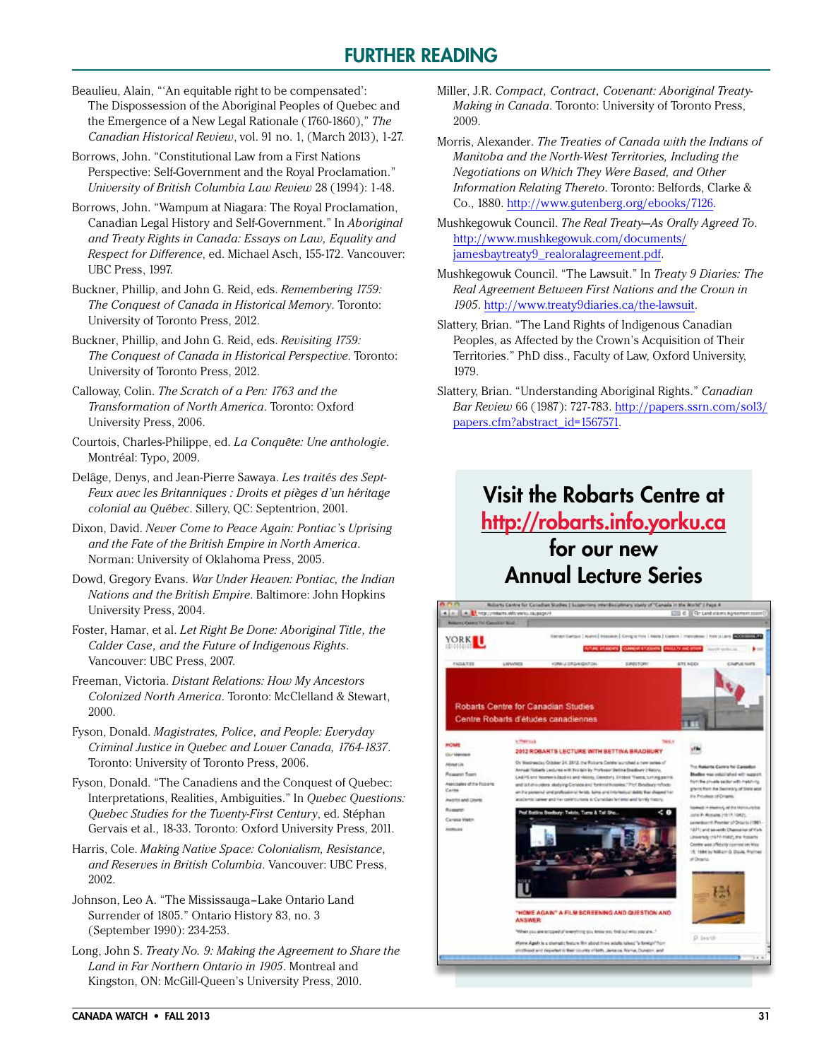## FURTHER READING

Beaulieu, Alain, "'An equitable right to be compensated': The Dispossession of the Aboriginal Peoples of Quebec and the Emergence of a New Legal Rationale (1760-1860)," *The Canadian Historical Review*, vol. 91 no. 1, (March 2013), 1-27.

Borrows, John. "Constitutional Law from a First Nations Perspective: Self-Government and the Royal Proclamation." *University of British Columbia Law Review* 28 (1994): 1-48.

Borrows, John. "Wampum at Niagara: The Royal Proclamation, Canadian Legal History and Self-Government." In *Aboriginal and Treaty Rights in Canada: Essays on Law, Equality and Respect for Difference*, ed. Michael Asch, 155-172. Vancouver: UBC Press, 1997.

Buckner, Phillip, and John G. Reid, eds. *Remembering 1759: The Conquest of Canada in Historical Memory*. Toronto: University of Toronto Press, 2012.

Buckner, Phillip, and John G. Reid, eds. *Revisiting 1759: The Conquest of Canada in Historical Perspective*. Toronto: University of Toronto Press, 2012.

Calloway, Colin. *The Scratch of a Pen: 1763 and the Transformation of North America*. Toronto: Oxford University Press, 2006.

Courtois, Charles-Philippe, ed. *La Conquête: Une anthologie*. Montréal: Typo, 2009.

Delâge, Denys, and Jean-Pierre Sawaya. *Les traités des Sept-Feux avec les Britanniques : Droits et pièges d'un héritage colonial au Québec*. Sillery, QC: Septentrion, 2001.

Dixon, David. *Never Come to Peace Again: Pontiac's Uprising and the Fate of the British Empire in North America*. Norman: University of Oklahoma Press, 2005.

Dowd, Gregory Evans. *War Under Heaven: Pontiac, the Indian Nations and the British Empire*. Baltimore: John Hopkins University Press, 2004.

Foster, Hamar, et al. *Let Right Be Done: Aboriginal Title, the Calder Case, and the Future of Indigenous Rights*. Vancouver: UBC Press, 2007.

Freeman, Victoria. *Distant Relations: How My Ancestors Colonized North America*. Toronto: McClelland & Stewart, 2000.

Fyson, Donald. *Magistrates, Police, and People: Everyday Criminal Justice in Quebec and Lower Canada, 1764-1837*. Toronto: University of Toronto Press, 2006.

Fyson, Donald. "The Canadiens and the Conquest of Quebec: Interpretations, Realities, Ambiguities." In *Quebec Questions: Quebec Studies for the Twenty-First Century*, ed. Stéphan Gervais et al., 18-33. Toronto: Oxford University Press, 2011.

Harris, Cole. *Making Native Space: Colonialism, Resistance, and Reserves in British Columbia*. Vancouver: UBC Press, 2002.

Johnson, Leo A. "The Mississauga–Lake Ontario Land Surrender of 1805." Ontario History 83, no. 3 (September 1990): 234-253.

Long, John S. *Treaty No. 9: Making the Agreement to Share the Land in Far Northern Ontario in 1905*. Montreal and Kingston, ON: McGill-Queen's University Press, 2010.

Miller, J.R. *Compact, Contract, Covenant: Aboriginal Treaty-Making in Canada*. Toronto: University of Toronto Press, 2009.

Morris, Alexander. *The Treaties of Canada with the Indians of Manitoba and the North-West Territories, Including the Negotiations on Which They Were Based, and Other Information Relating Thereto*. Toronto: Belfords, Clarke & Co., 1880. http://www.gutenberg.org/ebooks/7126.

Mushkegowuk Council. *The Real Treaty—As Orally Agreed To*. http://www.mushkegowuk.com/documents/jamesbaytreaty9_realoralagreement.pdf.

Mushkegowuk Council. "The Lawsuit." In *Treaty 9 Diaries: The Real Agreement Between First Nations and the Crown in 1905*. http://www.treaty9diaries.ca/the-lawsuit.

Slattery, Brian. "The Land Rights of Indigenous Canadian Peoples, as Affected by the Crown's Acquisition of Their Territories." PhD diss., Faculty of Law, Oxford University, 1979.

Slattery, Brian. "Understanding Aboriginal Rights." *Canadian Bar Review* 66 (1987): 727-783. http://papers.ssrn.com/sol3/papers.cfm?abstract_id=1567571.

**Visit the Robarts Centre at http://robarts.info.yorku.ca for our new Annual Lecture Series**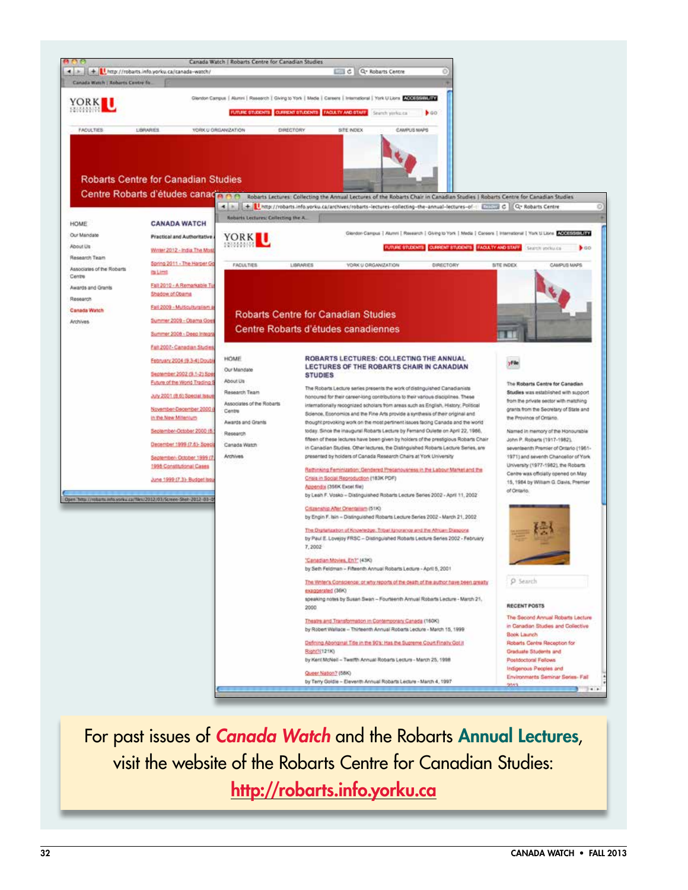For past issues of *Canada Watch* and the Robarts **Annual Lectures**, visit the website of the Robarts Centre for Canadian Studies: http://robarts.info.yorku.ca